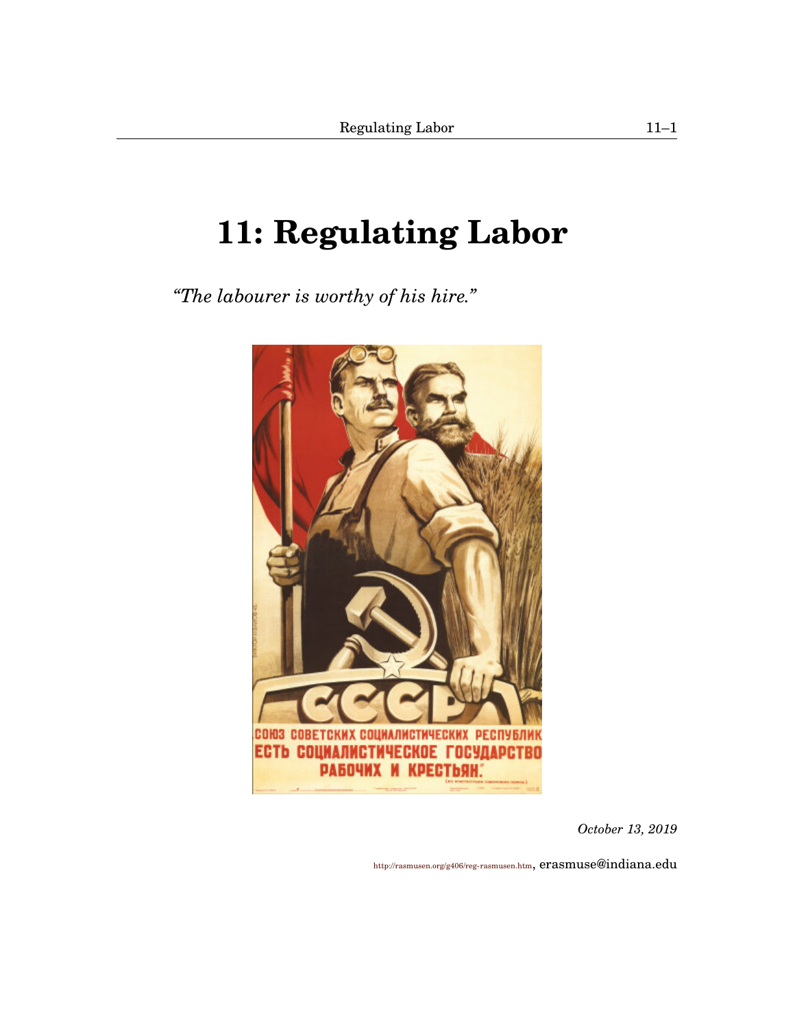# 11: Regulating Labor

*"The labourer is worthy of his hire."*

*October 13, 2019*

http://rasmusen.org/g406/reg-rasmusen.htm, erasmuse@indiana.edu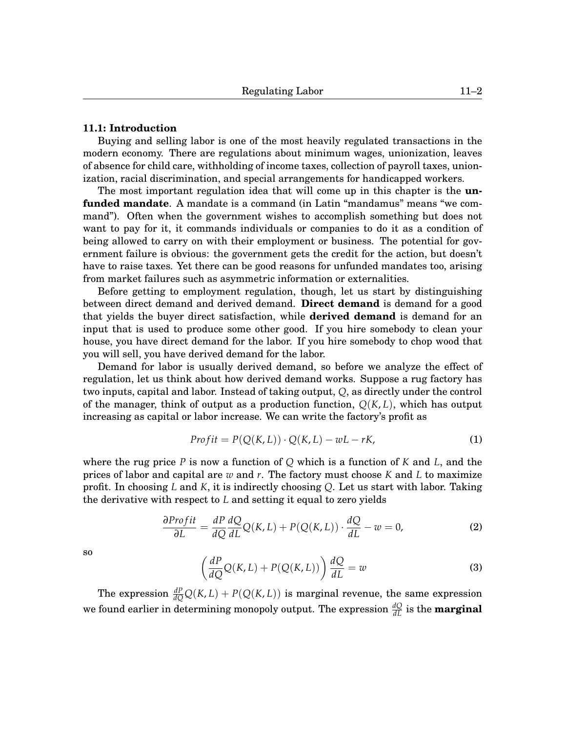### 11.1: Introduction

Buying and selling labor is one of the most heavily regulated transactions in the modern economy. There are regulations about minimum wages, unionization, leaves of absence for child care, withholding of income taxes, collection of payroll taxes, unionization, racial discrimination, and special arrangements for handicapped workers.

The most important regulation idea that will come up in this chapter is the **unfunded mandate**. A mandate is a command (in Latin "mandamus" means "we command"). Often when the government wishes to accomplish something but does not want to pay for it, it commands individuals or companies to do it as a condition of being allowed to carry on with their employment or business. The potential for government failure is obvious: the government gets the credit for the action, but doesn't have to raise taxes. Yet there can be good reasons for unfunded mandates too, arising from market failures such as asymmetric information or externalities.

Before getting to employment regulation, though, let us start by distinguishing between direct demand and derived demand. **Direct demand** is demand for a good that yields the buyer direct satisfaction, while **derived demand** is demand for an input that is used to produce some other good. If you hire somebody to clean your house, you have direct demand for the labor. If you hire somebody to chop wood that you will sell, you have derived demand for the labor.

Demand for labor is usually derived demand, so before we analyze the effect of regulation, let us think about how derived demand works. Suppose a rug factory has two inputs, capital and labor. Instead of taking output, $Q$, as directly under the control of the manager, think of output as a production function, $Q(K, L)$, which has output increasing as capital or labor increase. We can write the factory's profit as

$$Profit = P(Q(K, L)) \cdot Q(K, L) - wL - rK, \tag{1}$$

where the rug price $P$ is now a function of $Q$ which is a function of $K$ and $L$, and the prices of labor and capital are $w$ and $r$. The factory must choose $K$ and $L$ to maximize profit. In choosing $L$ and $K$, it is indirectly choosing $Q$. Let us start with labor. Taking the derivative with respect to $L$ and setting it equal to zero yields

$$\frac{\partial Profit}{\partial L} = \frac{dP}{dQ}\frac{dQ}{dL}Q(K, L) + P(Q(K, L)) \cdot \frac{dQ}{dL} - w = 0, \tag{2}$$

so

$$\left( \frac{dP}{dQ}Q(K, L) + P(Q(K, L)) \right) \frac{dQ}{dL} = w \tag{3}$$

The expression $\frac{dP}{dQ}Q(K, L) + P(Q(K, L))$ is marginal revenue, the same expression we found earlier in determining monopoly output. The expression $\frac{dQ}{dL}$ is the **marginal**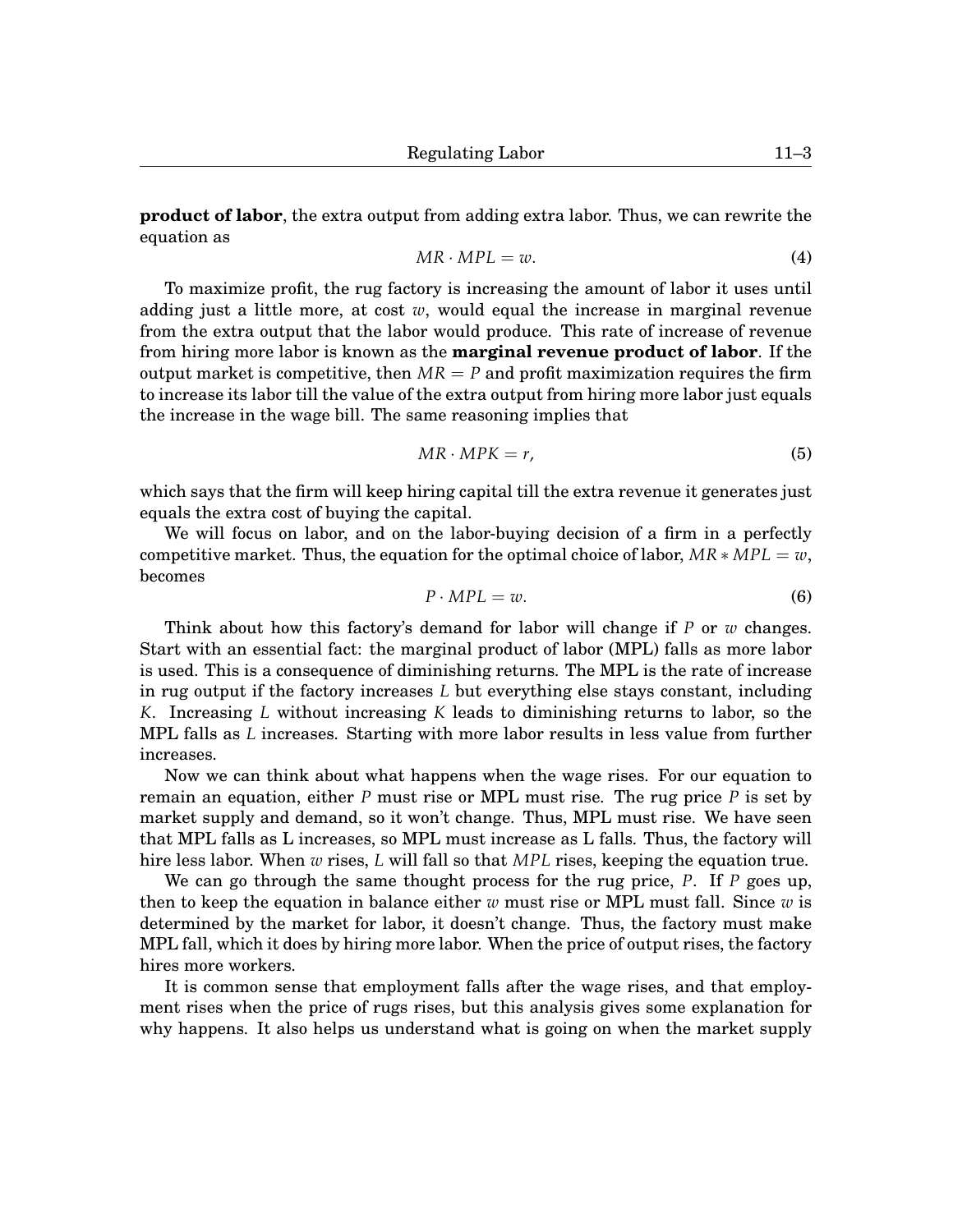**product of labor**, the extra output from adding extra labor. Thus, we can rewrite the equation as

$$MR \cdot MPL = w. \tag{4}$$

To maximize profit, the rug factory is increasing the amount of labor it uses until adding just a little more, at cost $w$, would equal the increase in marginal revenue from the extra output that the labor would produce. This rate of increase of revenue from hiring more labor is known as the **marginal revenue product of labor**. If the output market is competitive, then $MR = P$ and profit maximization requires the firm to increase its labor till the value of the extra output from hiring more labor just equals the increase in the wage bill. The same reasoning implies that

$$MR \cdot MPK = r, \tag{5}$$

which says that the firm will keep hiring capital till the extra revenue it generates just equals the extra cost of buying the capital.

We will focus on labor, and on the labor-buying decision of a firm in a perfectly competitive market. Thus, the equation for the optimal choice of labor, $MR * MPL = w$, becomes

$$P \cdot MPL = w. \tag{6}$$

Think about how this factory's demand for labor will change if $P$ or $w$ changes. Start with an essential fact: the marginal product of labor (MPL) falls as more labor is used. This is a consequence of diminishing returns. The MPL is the rate of increase in rug output if the factory increases $L$ but everything else stays constant, including $K$. Increasing $L$ without increasing $K$ leads to diminishing returns to labor, so the MPL falls as $L$ increases. Starting with more labor results in less value from further increases.

Now we can think about what happens when the wage rises. For our equation to remain an equation, either $P$ must rise or MPL must rise. The rug price $P$ is set by market supply and demand, so it won't change. Thus, MPL must rise. We have seen that MPL falls as L increases, so MPL must increase as L falls. Thus, the factory will hire less labor. When $w$ rises, $L$ will fall so that $MPL$ rises, keeping the equation true.

We can go through the same thought process for the rug price, $P$. If $P$ goes up, then to keep the equation in balance either $w$ must rise or MPL must fall. Since $w$ is determined by the market for labor, it doesn't change. Thus, the factory must make MPL fall, which it does by hiring more labor. When the price of output rises, the factory hires more workers.

It is common sense that employment falls after the wage rises, and that employment rises when the price of rugs rises, but this analysis gives some explanation for why happens. It also helps us understand what is going on when the market supply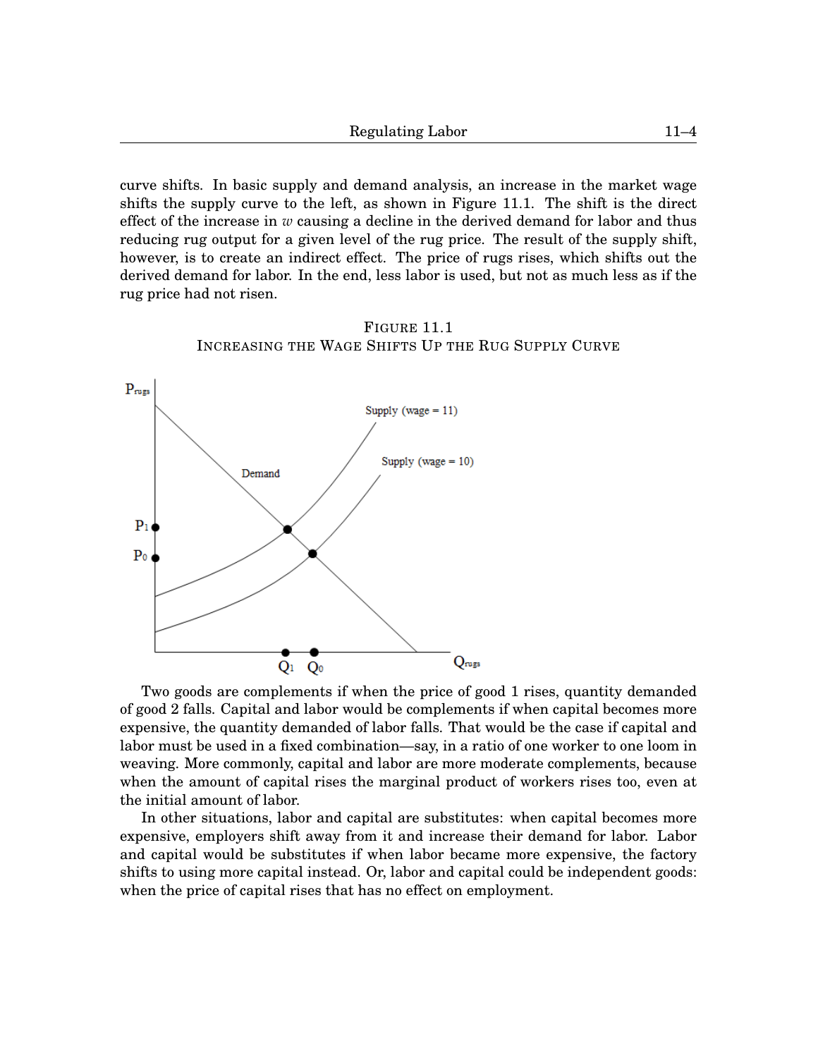curve shifts. In basic supply and demand analysis, an increase in the market wage shifts the supply curve to the left, as shown in Figure 11.1. The shift is the direct effect of the increase in $w$ causing a decline in the derived demand for labor and thus reducing rug output for a given level of the rug price. The result of the supply shift, however, is to create an indirect effect. The price of rugs rises, which shifts out the derived demand for labor. In the end, less labor is used, but not as much less as if the rug price had not risen.

FIGURE 11.1
INCREASING THE WAGE SHIFTS UP THE RUG SUPPLY CURVE

Two goods are complements if when the price of good 1 rises, quantity demanded of good 2 falls. Capital and labor would be complements if when capital becomes more expensive, the quantity demanded of labor falls. That would be the case if capital and labor must be used in a fixed combination—say, in a ratio of one worker to one loom in weaving. More commonly, capital and labor are more moderate complements, because when the amount of capital rises the marginal product of workers rises too, even at the initial amount of labor.

In other situations, labor and capital are substitutes: when capital becomes more expensive, employers shift away from it and increase their demand for labor. Labor and capital would be substitutes if when labor became more expensive, the factory shifts to using more capital instead. Or, labor and capital could be independent goods: when the price of capital rises that has no effect on employment.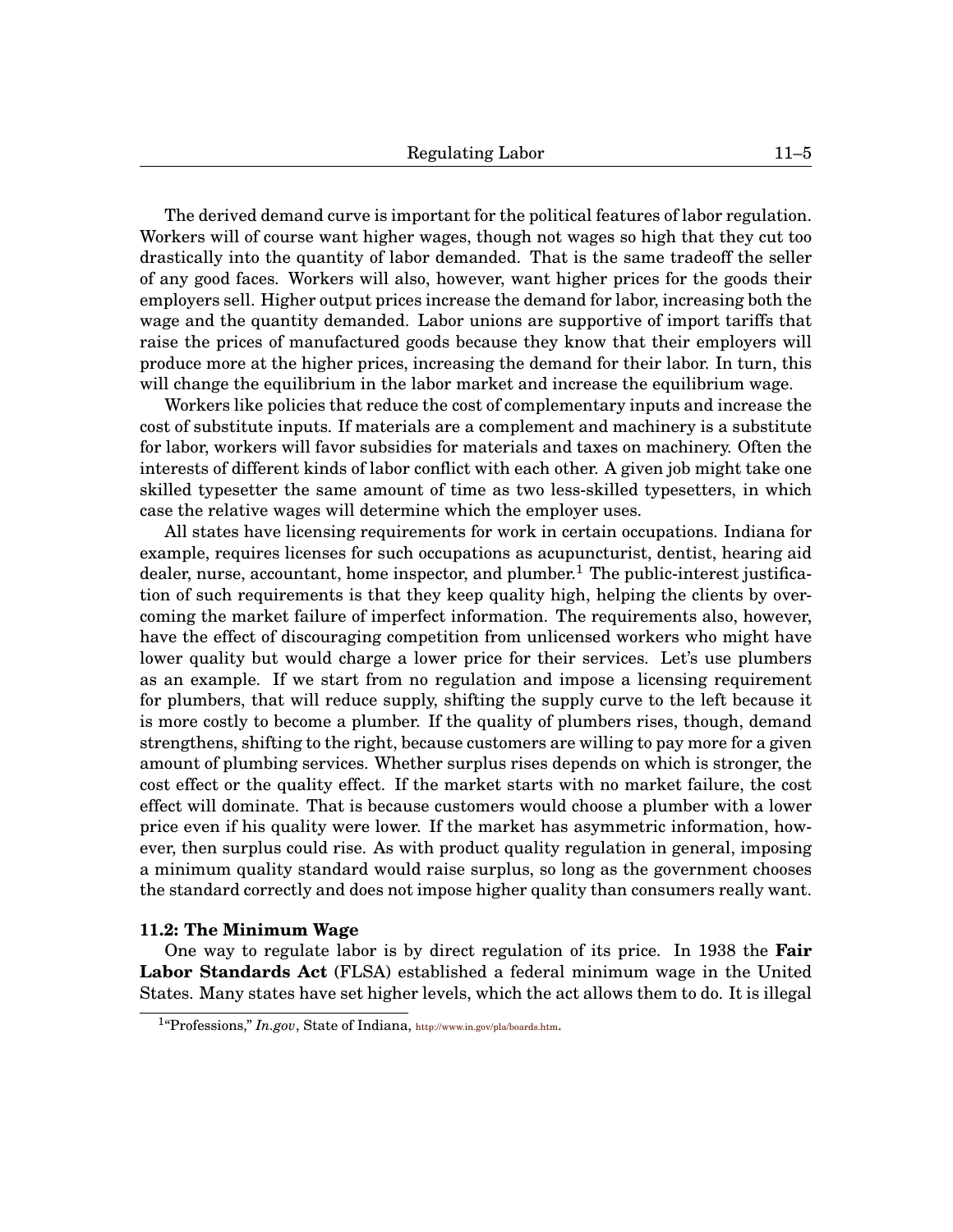The derived demand curve is important for the political features of labor regulation. Workers will of course want higher wages, though not wages so high that they cut too drastically into the quantity of labor demanded. That is the same tradeoff the seller of any good faces. Workers will also, however, want higher prices for the goods their employers sell. Higher output prices increase the demand for labor, increasing both the wage and the quantity demanded. Labor unions are supportive of import tariffs that raise the prices of manufactured goods because they know that their employers will produce more at the higher prices, increasing the demand for their labor. In turn, this will change the equilibrium in the labor market and increase the equilibrium wage.

Workers like policies that reduce the cost of complementary inputs and increase the cost of substitute inputs. If materials are a complement and machinery is a substitute for labor, workers will favor subsidies for materials and taxes on machinery. Often the interests of different kinds of labor conflict with each other. A given job might take one skilled typesetter the same amount of time as two less-skilled typesetters, in which case the relative wages will determine which the employer uses.

All states have licensing requirements for work in certain occupations. Indiana for example, requires licenses for such occupations as acupuncturist, dentist, hearing aid dealer, nurse, accountant, home inspector, and plumber.[1] The public-interest justification of such requirements is that they keep quality high, helping the clients by overcoming the market failure of imperfect information. The requirements also, however, have the effect of discouraging competition from unlicensed workers who might have lower quality but would charge a lower price for their services. Let's use plumbers as an example. If we start from no regulation and impose a licensing requirement for plumbers, that will reduce supply, shifting the supply curve to the left because it is more costly to become a plumber. If the quality of plumbers rises, though, demand strengthens, shifting to the right, because customers are willing to pay more for a given amount of plumbing services. Whether surplus rises depends on which is stronger, the cost effect or the quality effect. If the market starts with no market failure, the cost effect will dominate. That is because customers would choose a plumber with a lower price even if his quality were lower. If the market has asymmetric information, however, then surplus could rise. As with product quality regulation in general, imposing a minimum quality standard would raise surplus, so long as the government chooses the standard correctly and does not impose higher quality than consumers really want.

### 11.2: The Minimum Wage

One way to regulate labor is by direct regulation of its price. In 1938 the **Fair Labor Standards Act** (FLSA) established a federal minimum wage in the United States. Many states have set higher levels, which the act allows them to do. It is illegal

---

[1] "Professions," *In.gov*, State of Indiana, http://www.in.gov/pla/boards.htm.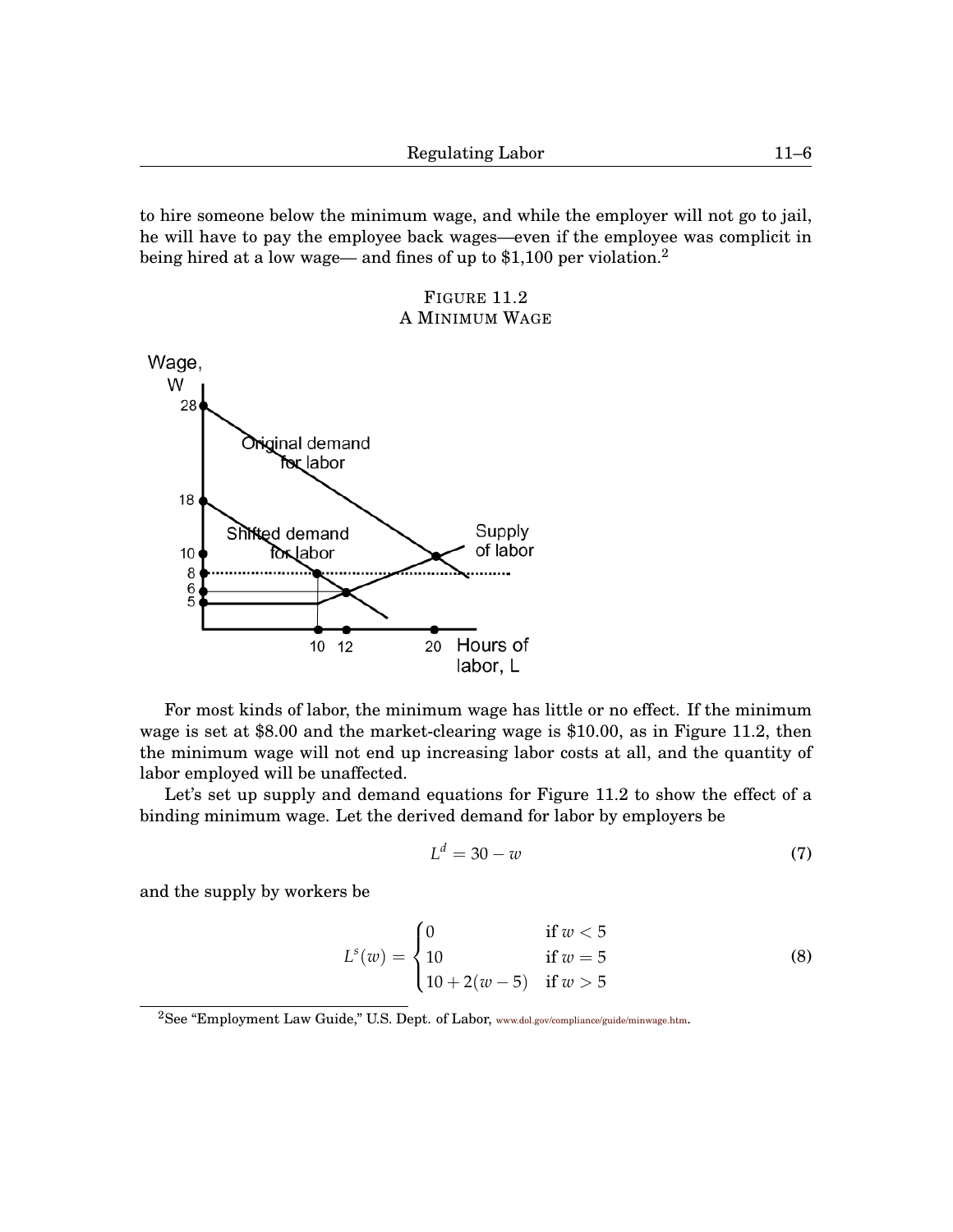to hire someone below the minimum wage, and while the employer will not go to jail, he will have to pay the employee back wages—even if the employee was complicit in being hired at a low wage— and fines of up to $1,100 per violation.[2]

FIGURE 11.2
A MINIMUM WAGE

For most kinds of labor, the minimum wage has little or no effect. If the minimum wage is set at $8.00 and the market-clearing wage is $10.00, as in Figure 11.2, then the minimum wage will not end up increasing labor costs at all, and the quantity of labor employed will be unaffected.

Let's set up supply and demand equations for Figure 11.2 to show the effect of a binding minimum wage. Let the derived demand for labor by employers be

$$L^d = 30 - w \tag{7}$$

and the supply by workers be

$$L^s(w) = \begin{cases} 0 & \text{if } w < 5 \\ 10 & \text{if } w = 5 \\ 10 + 2(w - 5) & \text{if } w > 5 \end{cases} \tag{8}$$

[2] See "Employment Law Guide," U.S. Dept. of Labor, www.dol.gov/compliance/guide/minwage.htm.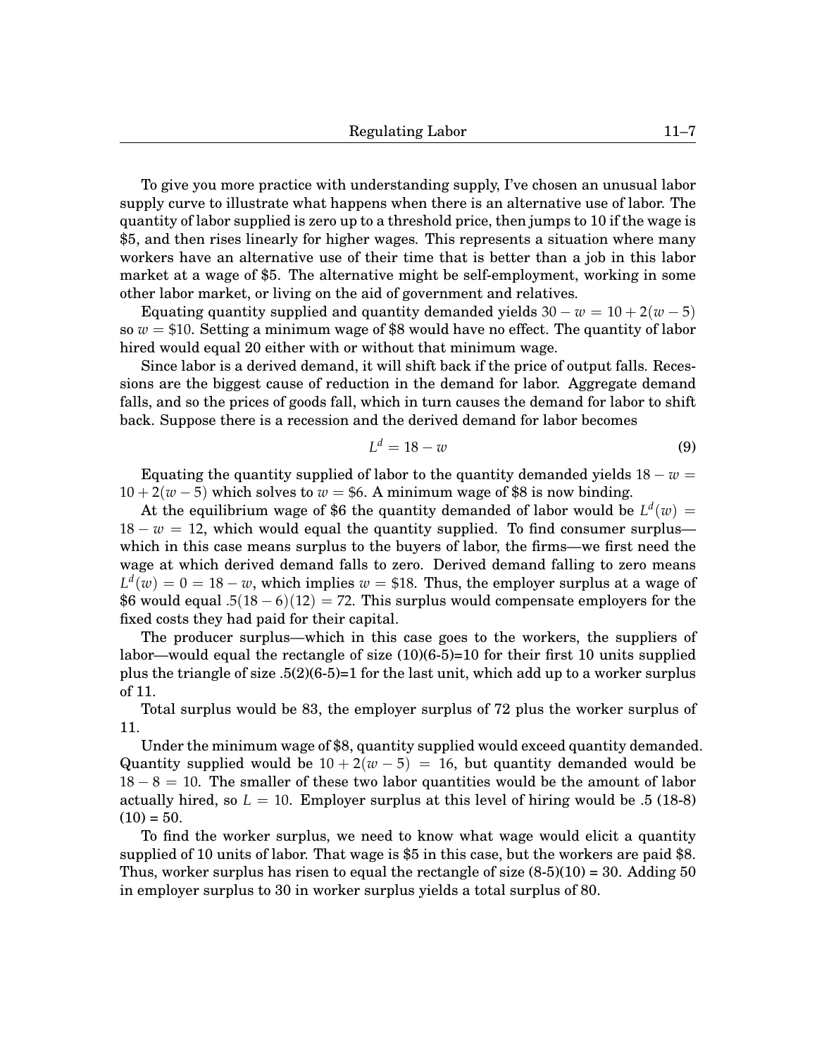To give you more practice with understanding supply, I've chosen an unusual labor supply curve to illustrate what happens when there is an alternative use of labor. The quantity of labor supplied is zero up to a threshold price, then jumps to 10 if the wage is \$5, and then rises linearly for higher wages. This represents a situation where many workers have an alternative use of their time that is better than a job in this labor market at a wage of \$5. The alternative might be self-employment, working in some other labor market, or living on the aid of government and relatives.

Equating quantity supplied and quantity demanded yields $30 - w = 10 + 2(w - 5)$ so $w = \$10$. Setting a minimum wage of \$8 would have no effect. The quantity of labor hired would equal 20 either with or without that minimum wage.

Since labor is a derived demand, it will shift back if the price of output falls. Recessions are the biggest cause of reduction in the demand for labor. Aggregate demand falls, and so the prices of goods fall, which in turn causes the demand for labor to shift back. Suppose there is a recession and the derived demand for labor becomes

$$L^d = 18 - w \tag{9}$$

Equating the quantity supplied of labor to the quantity demanded yields $18 - w = 10 + 2(w - 5)$ which solves to $w = \$6$. A minimum wage of \$8 is now binding.

At the equilibrium wage of \$6 the quantity demanded of labor would be $L^d(w) = 18 - w = 12$, which would equal the quantity supplied. To find consumer surplus—which in this case means surplus to the buyers of labor, the firms—we first need the wage at which derived demand falls to zero. Derived demand falling to zero means $L^d(w) = 0 = 18 - w$, which implies $w = \$18$. Thus, the employer surplus at a wage of \$6 would equal $.5(18 - 6)(12) = 72$. This surplus would compensate employers for the fixed costs they had paid for their capital.

The producer surplus—which in this case goes to the workers, the suppliers of labor—would equal the rectangle of size (10)(6-5)=10 for their first 10 units supplied plus the triangle of size .5(2)(6-5)=1 for the last unit, which add up to a worker surplus of 11.

Total surplus would be 83, the employer surplus of 72 plus the worker surplus of 11.

Under the minimum wage of \$8, quantity supplied would exceed quantity demanded. Quantity supplied would be $10 + 2(w - 5) = 16$, but quantity demanded would be $18 - 8 = 10$. The smaller of these two labor quantities would be the amount of labor actually hired, so $L = 10$. Employer surplus at this level of hiring would be .5 (18-8) (10) = 50.

To find the worker surplus, we need to know what wage would elicit a quantity supplied of 10 units of labor. That wage is \$5 in this case, but the workers are paid \$8. Thus, worker surplus has risen to equal the rectangle of size (8-5)(10) = 30. Adding 50 in employer surplus to 30 in worker surplus yields a total surplus of 80.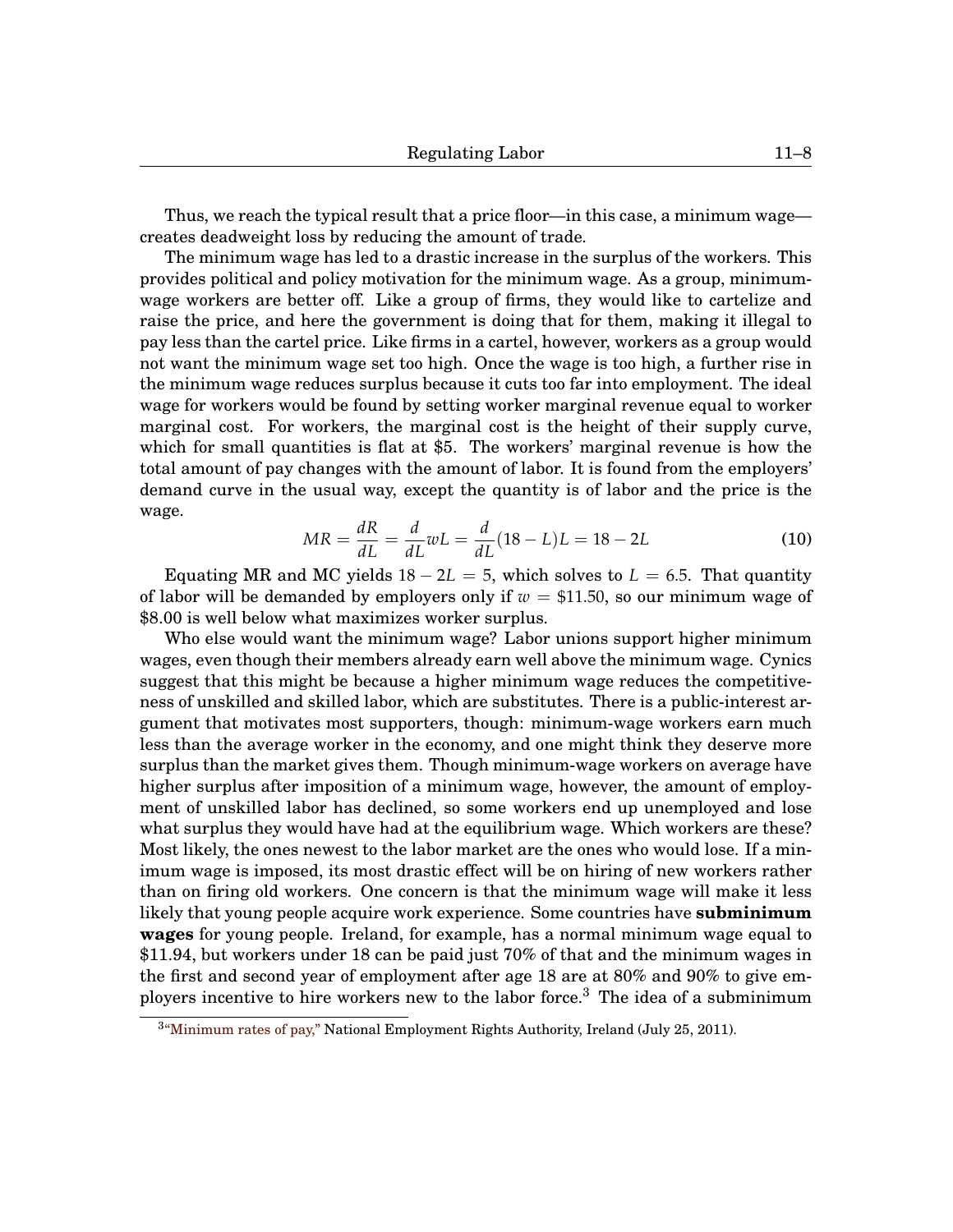Thus, we reach the typical result that a price floor—in this case, a minimum wage—creates deadweight loss by reducing the amount of trade.

The minimum wage has led to a drastic increase in the surplus of the workers. This provides political and policy motivation for the minimum wage. As a group, minimum-wage workers are better off. Like a group of firms, they would like to cartelize and raise the price, and here the government is doing that for them, making it illegal to pay less than the cartel price. Like firms in a cartel, however, workers as a group would not want the minimum wage set too high. Once the wage is too high, a further rise in the minimum wage reduces surplus because it cuts too far into employment. The ideal wage for workers would be found by setting worker marginal revenue equal to worker marginal cost. For workers, the marginal cost is the height of their supply curve, which for small quantities is flat at \$5. The workers' marginal revenue is how the total amount of pay changes with the amount of labor. It is found from the employers' demand curve in the usual way, except the quantity is of labor and the price is the wage.

$$MR = \frac{dR}{dL} = \frac{d}{dL}wL = \frac{d}{dL}(18 - L)L = 18 - 2L \tag{10}$$

Equating MR and MC yields $18 - 2L = 5$, which solves to $L = 6.5$. That quantity of labor will be demanded by employers only if $w = \$11.50$, so our minimum wage of \$8.00 is well below what maximizes worker surplus.

Who else would want the minimum wage? Labor unions support higher minimum wages, even though their members already earn well above the minimum wage. Cynics suggest that this might be because a higher minimum wage reduces the competitiveness of unskilled and skilled labor, which are substitutes. There is a public-interest argument that motivates most supporters, though: minimum-wage workers earn much less than the average worker in the economy, and one might think they deserve more surplus than the market gives them. Though minimum-wage workers on average have higher surplus after imposition of a minimum wage, however, the amount of employment of unskilled labor has declined, so some workers end up unemployed and lose what surplus they would have had at the equilibrium wage. Which workers are these? Most likely, the ones newest to the labor market are the ones who would lose. If a minimum wage is imposed, its most drastic effect will be on hiring of new workers rather than on firing old workers. One concern is that the minimum wage will make it less likely that young people acquire work experience. Some countries have **subminimum wages** for young people. Ireland, for example, has a normal minimum wage equal to \$11.94, but workers under 18 can be paid just 70% of that and the minimum wages in the first and second year of employment after age 18 are at 80% and 90% to give employers incentive to hire workers new to the labor force.[3] The idea of a subminimum

[3] "Minimum rates of pay," National Employment Rights Authority, Ireland (July 25, 2011).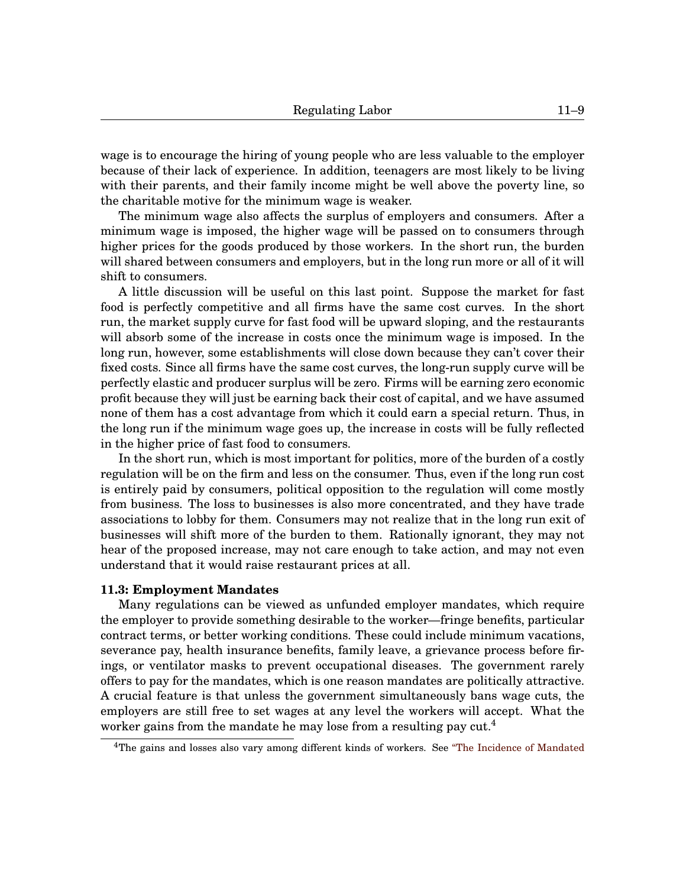wage is to encourage the hiring of young people who are less valuable to the employer because of their lack of experience. In addition, teenagers are most likely to be living with their parents, and their family income might be well above the poverty line, so the charitable motive for the minimum wage is weaker.

The minimum wage also affects the surplus of employers and consumers. After a minimum wage is imposed, the higher wage will be passed on to consumers through higher prices for the goods produced by those workers. In the short run, the burden will shared between consumers and employers, but in the long run more or all of it will shift to consumers.

A little discussion will be useful on this last point. Suppose the market for fast food is perfectly competitive and all firms have the same cost curves. In the short run, the market supply curve for fast food will be upward sloping, and the restaurants will absorb some of the increase in costs once the minimum wage is imposed. In the long run, however, some establishments will close down because they can't cover their fixed costs. Since all firms have the same cost curves, the long-run supply curve will be perfectly elastic and producer surplus will be zero. Firms will be earning zero economic profit because they will just be earning back their cost of capital, and we have assumed none of them has a cost advantage from which it could earn a special return. Thus, in the long run if the minimum wage goes up, the increase in costs will be fully reflected in the higher price of fast food to consumers.

In the short run, which is most important for politics, more of the burden of a costly regulation will be on the firm and less on the consumer. Thus, even if the long run cost is entirely paid by consumers, political opposition to the regulation will come mostly from business. The loss to businesses is also more concentrated, and they have trade associations to lobby for them. Consumers may not realize that in the long run exit of businesses will shift more of the burden to them. Rationally ignorant, they may not hear of the proposed increase, may not care enough to take action, and may not even understand that it would raise restaurant prices at all.

### 11.3: Employment Mandates

Many regulations can be viewed as unfunded employer mandates, which require the employer to provide something desirable to the worker—fringe benefits, particular contract terms, or better working conditions. These could include minimum vacations, severance pay, health insurance benefits, family leave, a grievance process before firings, or ventilator masks to prevent occupational diseases. The government rarely offers to pay for the mandates, which is one reason mandates are politically attractive. A crucial feature is that unless the government simultaneously bans wage cuts, the employers are still free to set wages at any level the workers will accept. What the worker gains from the mandate he may lose from a resulting pay cut.[4]

[4] The gains and losses also vary among different kinds of workers. See "The Incidence of Mandated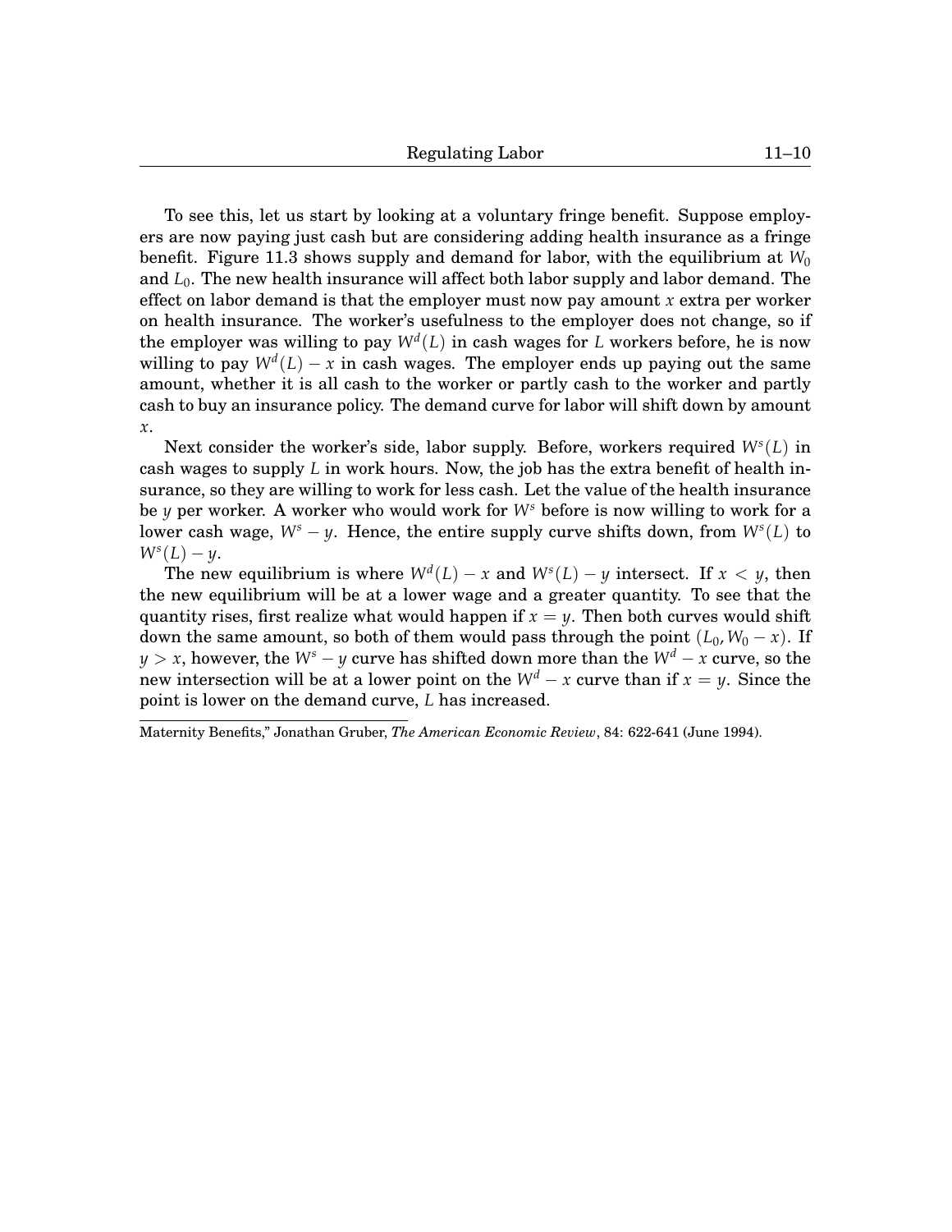To see this, let us start by looking at a voluntary fringe benefit. Suppose employers are now paying just cash but are considering adding health insurance as a fringe benefit. Figure 11.3 shows supply and demand for labor, with the equilibrium at $W_0$ and $L_0$. The new health insurance will affect both labor supply and labor demand. The effect on labor demand is that the employer must now pay amount $x$ extra per worker on health insurance. The worker's usefulness to the employer does not change, so if the employer was willing to pay $W^d(L)$ in cash wages for $L$ workers before, he is now willing to pay $W^d(L) - x$ in cash wages. The employer ends up paying out the same amount, whether it is all cash to the worker or partly cash to the worker and partly cash to buy an insurance policy. The demand curve for labor will shift down by amount $x$.

Next consider the worker's side, labor supply. Before, workers required $W^s(L)$ in cash wages to supply $L$ in work hours. Now, the job has the extra benefit of health insurance, so they are willing to work for less cash. Let the value of the health insurance be $y$ per worker. A worker who would work for $W^s$ before is now willing to work for a lower cash wage, $W^s - y$. Hence, the entire supply curve shifts down, from $W^s(L)$ to $W^s(L) - y$.

The new equilibrium is where $W^d(L) - x$ and $W^s(L) - y$ intersect. If $x < y$, then the new equilibrium will be at a lower wage and a greater quantity. To see that the quantity rises, first realize what would happen if $x = y$. Then both curves would shift down the same amount, so both of them would pass through the point $(L_0, W_0 - x)$. If $y > x$, however, the $W^s - y$ curve has shifted down more than the $W^d - x$ curve, so the new intersection will be at a lower point on the $W^d - x$ curve than if $x = y$. Since the point is lower on the demand curve, $L$ has increased.

Maternity Benefits," Jonathan Gruber, *The American Economic Review*, 84: 622-641 (June 1994).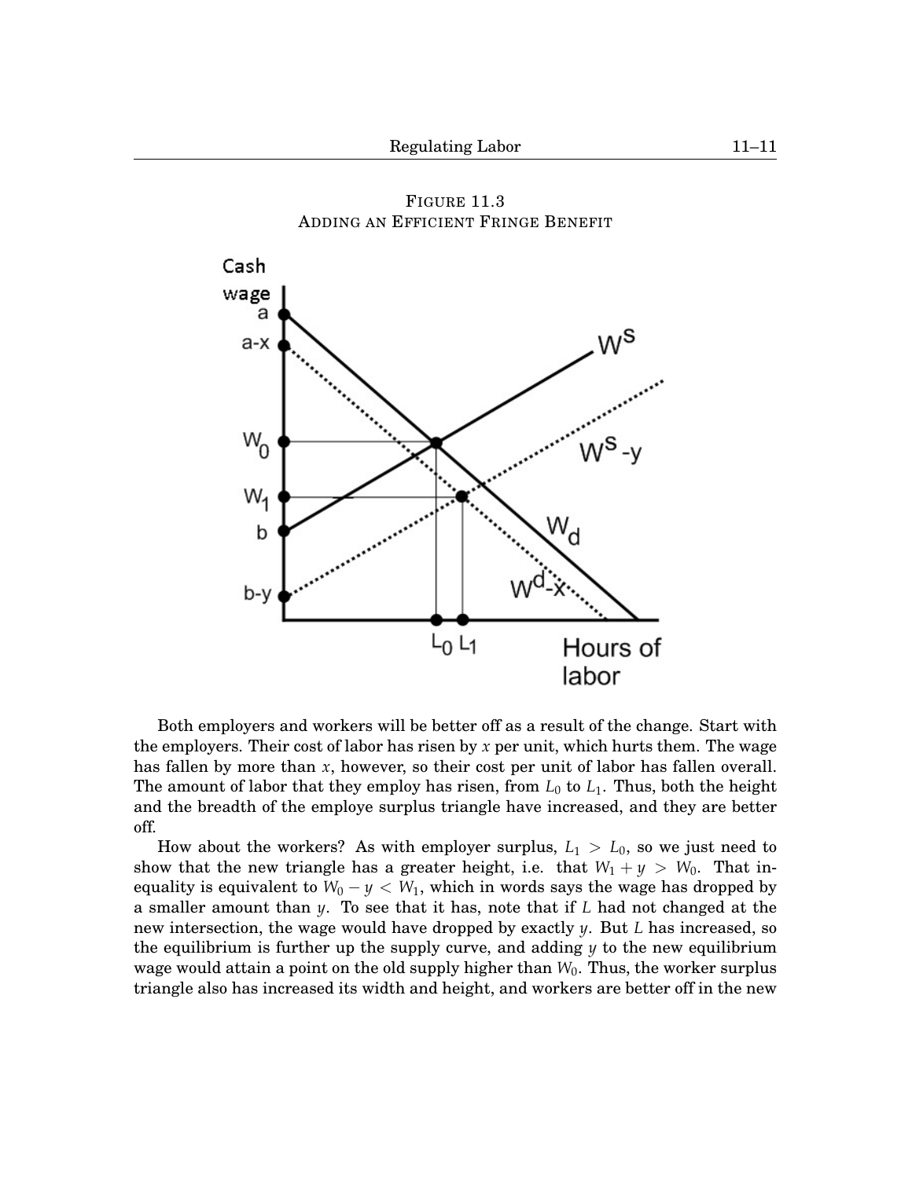FIGURE 11.3
ADDING AN EFFICIENT FRINGE BENEFIT

Both employers and workers will be better off as a result of the change. Start with the employers. Their cost of labor has risen by $x$ per unit, which hurts them. The wage has fallen by more than $x$, however, so their cost per unit of labor has fallen overall. The amount of labor that they employ has risen, from $L_0$ to $L_1$. Thus, both the height and the breadth of the employe surplus triangle have increased, and they are better off.

How about the workers? As with employer surplus, $L_1 > L_0$, so we just need to show that the new triangle has a greater height, i.e. that $W_1 + y > W_0$. That inequality is equivalent to $W_0 - y < W_1$, which in words says the wage has dropped by a smaller amount than $y$. To see that it has, note that if $L$ had not changed at the new intersection, the wage would have dropped by exactly $y$. But $L$ has increased, so the equilibrium is further up the supply curve, and adding $y$ to the new equilibrium wage would attain a point on the old supply higher than $W_0$. Thus, the worker surplus triangle also has increased its width and height, and workers are better off in the new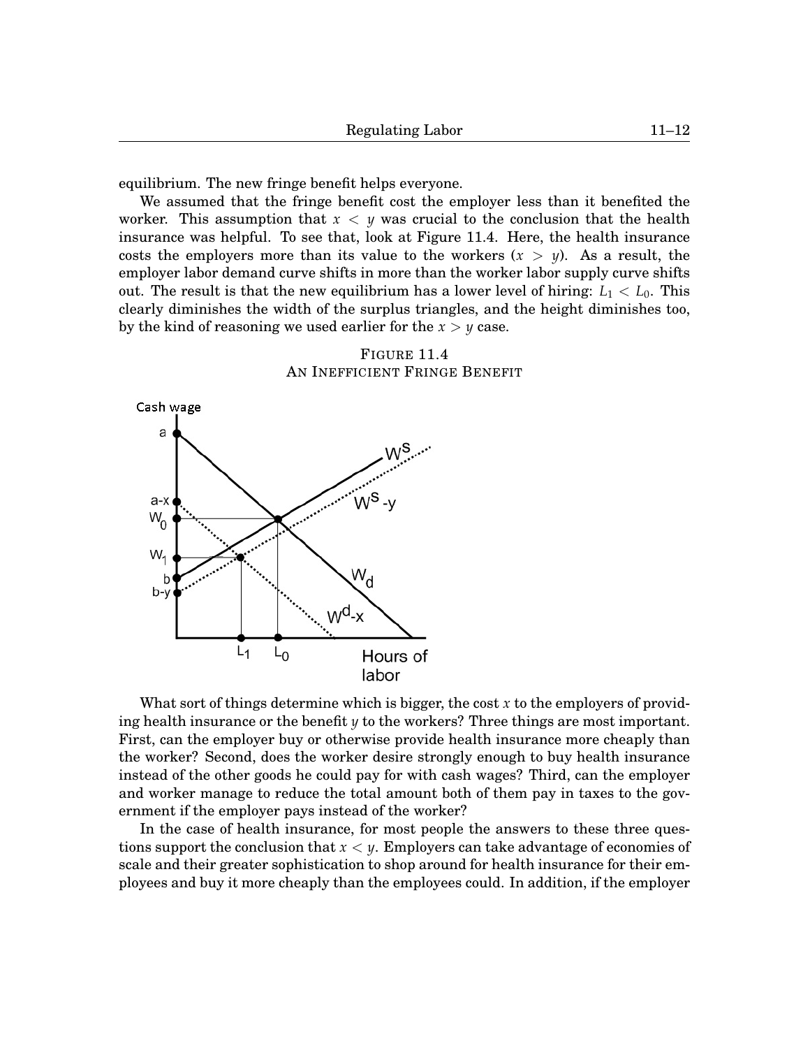equilibrium. The new fringe benefit helps everyone.

We assumed that the fringe benefit cost the employer less than it benefited the worker. This assumption that $x < y$ was crucial to the conclusion that the health insurance was helpful. To see that, look at Figure 11.4. Here, the health insurance costs the employers more than its value to the workers ($x > y$). As a result, the employer labor demand curve shifts in more than the worker labor supply curve shifts out. The result is that the new equilibrium has a lower level of hiring: $L_1 < L_0$. This clearly diminishes the width of the surplus triangles, and the height diminishes too, by the kind of reasoning we used earlier for the $x > y$ case.

FIGURE 11.4
AN INEFFICIENT FRINGE BENEFIT

What sort of things determine which is bigger, the cost $x$ to the employers of providing health insurance or the benefit $y$ to the workers? Three things are most important. First, can the employer buy or otherwise provide health insurance more cheaply than the worker? Second, does the worker desire strongly enough to buy health insurance instead of the other goods he could pay for with cash wages? Third, can the employer and worker manage to reduce the total amount both of them pay in taxes to the government if the employer pays instead of the worker?

In the case of health insurance, for most people the answers to these three questions support the conclusion that $x < y$. Employers can take advantage of economies of scale and their greater sophistication to shop around for health insurance for their employees and buy it more cheaply than the employees could. In addition, if the employer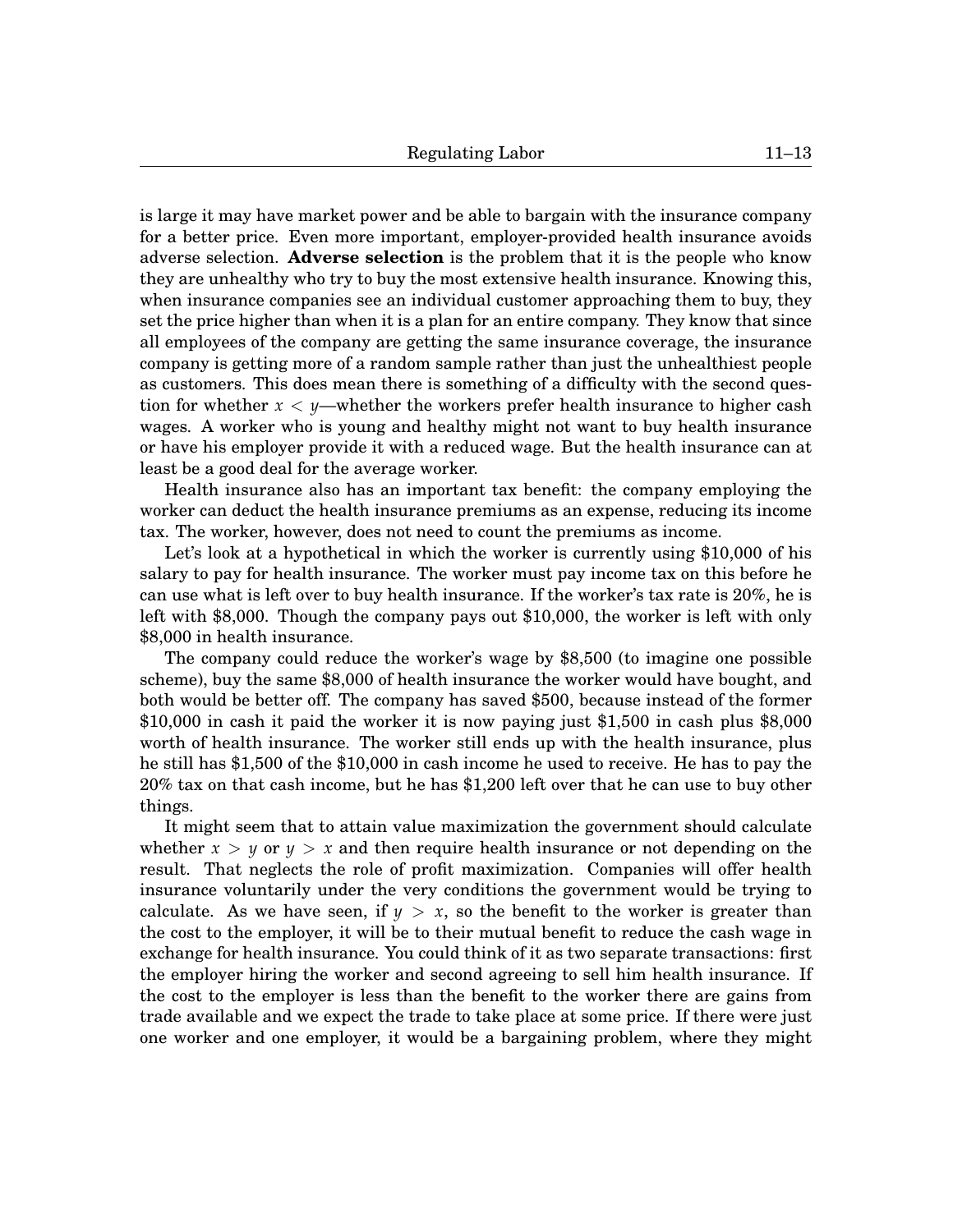is large it may have market power and be able to bargain with the insurance company for a better price. Even more important, employer-provided health insurance avoids adverse selection. **Adverse selection** is the problem that it is the people who know they are unhealthy who try to buy the most extensive health insurance. Knowing this, when insurance companies see an individual customer approaching them to buy, they set the price higher than when it is a plan for an entire company. They know that since all employees of the company are getting the same insurance coverage, the insurance company is getting more of a random sample rather than just the unhealthiest people as customers. This does mean there is something of a difficulty with the second question for whether $x < y$—whether the workers prefer health insurance to higher cash wages. A worker who is young and healthy might not want to buy health insurance or have his employer provide it with a reduced wage. But the health insurance can at least be a good deal for the average worker.

Health insurance also has an important tax benefit: the company employing the worker can deduct the health insurance premiums as an expense, reducing its income tax. The worker, however, does not need to count the premiums as income.

Let's look at a hypothetical in which the worker is currently using $10,000 of his salary to pay for health insurance. The worker must pay income tax on this before he can use what is left over to buy health insurance. If the worker's tax rate is 20%, he is left with $8,000. Though the company pays out $10,000, the worker is left with only $8,000 in health insurance.

The company could reduce the worker's wage by $8,500 (to imagine one possible scheme), buy the same $8,000 of health insurance the worker would have bought, and both would be better off. The company has saved $500, because instead of the former $10,000 in cash it paid the worker it is now paying just $1,500 in cash plus $8,000 worth of health insurance. The worker still ends up with the health insurance, plus he still has $1,500 of the $10,000 in cash income he used to receive. He has to pay the 20% tax on that cash income, but he has $1,200 left over that he can use to buy other things.

It might seem that to attain value maximization the government should calculate whether $x > y$ or $y > x$ and then require health insurance or not depending on the result. That neglects the role of profit maximization. Companies will offer health insurance voluntarily under the very conditions the government would be trying to calculate. As we have seen, if $y > x$, so the benefit to the worker is greater than the cost to the employer, it will be to their mutual benefit to reduce the cash wage in exchange for health insurance. You could think of it as two separate transactions: first the employer hiring the worker and second agreeing to sell him health insurance. If the cost to the employer is less than the benefit to the worker there are gains from trade available and we expect the trade to take place at some price. If there were just one worker and one employer, it would be a bargaining problem, where they might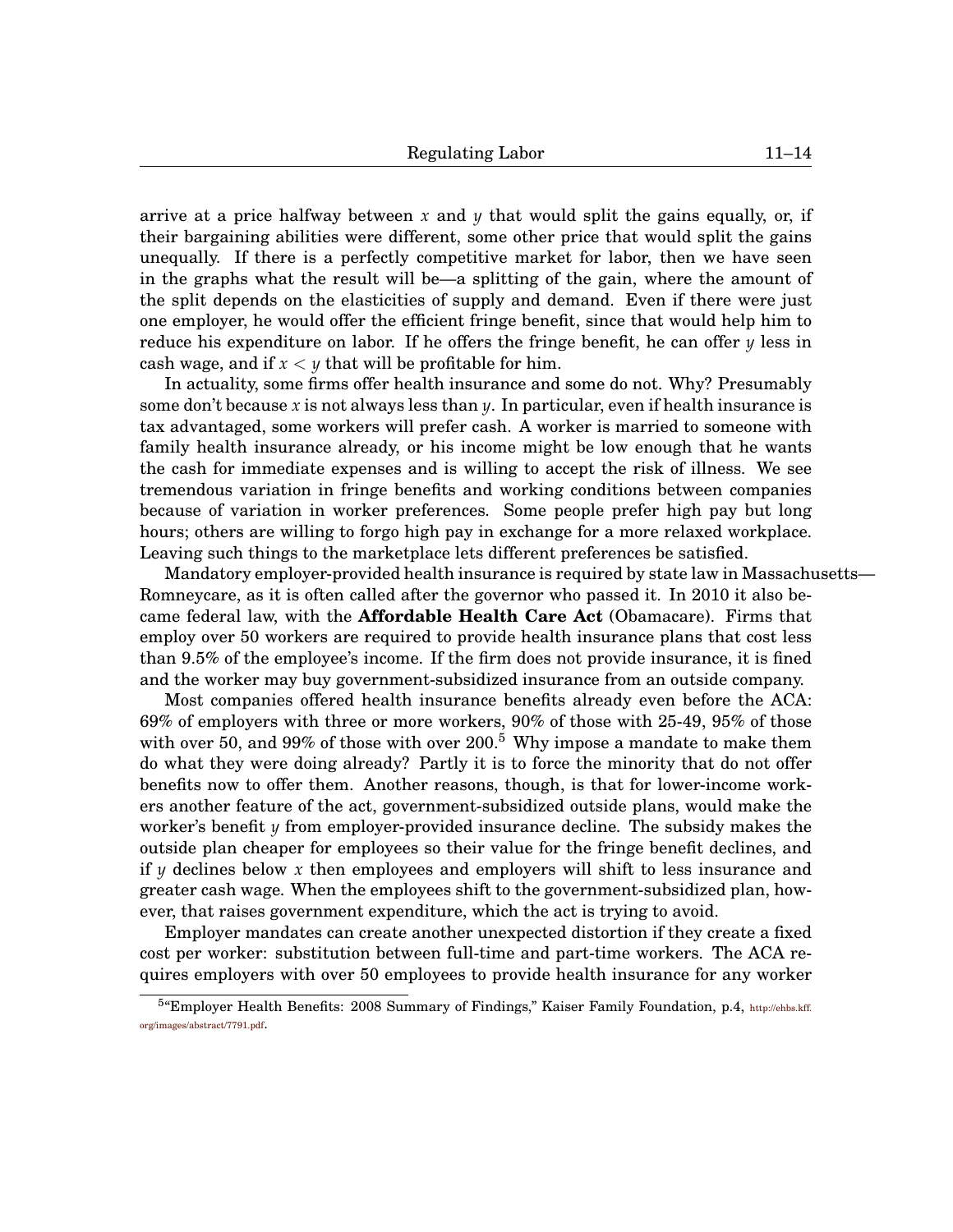arrive at a price halfway between $x$ and $y$ that would split the gains equally, or, if their bargaining abilities were different, some other price that would split the gains unequally. If there is a perfectly competitive market for labor, then we have seen in the graphs what the result will be—a splitting of the gain, where the amount of the split depends on the elasticities of supply and demand. Even if there were just one employer, he would offer the efficient fringe benefit, since that would help him to reduce his expenditure on labor. If he offers the fringe benefit, he can offer $y$ less in cash wage, and if $x < y$ that will be profitable for him.

In actuality, some firms offer health insurance and some do not. Why? Presumably some don't because $x$ is not always less than $y$. In particular, even if health insurance is tax advantaged, some workers will prefer cash. A worker is married to someone with family health insurance already, or his income might be low enough that he wants the cash for immediate expenses and is willing to accept the risk of illness. We see tremendous variation in fringe benefits and working conditions between companies because of variation in worker preferences. Some people prefer high pay but long hours; others are willing to forgo high pay in exchange for a more relaxed workplace. Leaving such things to the marketplace lets different preferences be satisfied.

Mandatory employer-provided health insurance is required by state law in Massachusetts—Romneycare, as it is often called after the governor who passed it. In 2010 it also became federal law, with the **Affordable Health Care Act** (Obamacare). Firms that employ over 50 workers are required to provide health insurance plans that cost less than 9.5% of the employee's income. If the firm does not provide insurance, it is fined and the worker may buy government-subsidized insurance from an outside company.

Most companies offered health insurance benefits already even before the ACA: 69% of employers with three or more workers, 90% of those with 25-49, 95% of those with over 50, and 99% of those with over 200.[5] Why impose a mandate to make them do what they were doing already? Partly it is to force the minority that do not offer benefits now to offer them. Another reasons, though, is that for lower-income workers another feature of the act, government-subsidized outside plans, would make the worker's benefit $y$ from employer-provided insurance decline. The subsidy makes the outside plan cheaper for employees so their value for the fringe benefit declines, and if $y$ declines below $x$ then employees and employers will shift to less insurance and greater cash wage. When the employees shift to the government-subsidized plan, however, that raises government expenditure, which the act is trying to avoid.

Employer mandates can create another unexpected distortion if they create a fixed cost per worker: substitution between full-time and part-time workers. The ACA requires employers with over 50 employees to provide health insurance for any worker

[5] "Employer Health Benefits: 2008 Summary of Findings," Kaiser Family Foundation, p.4, http://ehbs.kff.org/images/abstract/7791.pdf.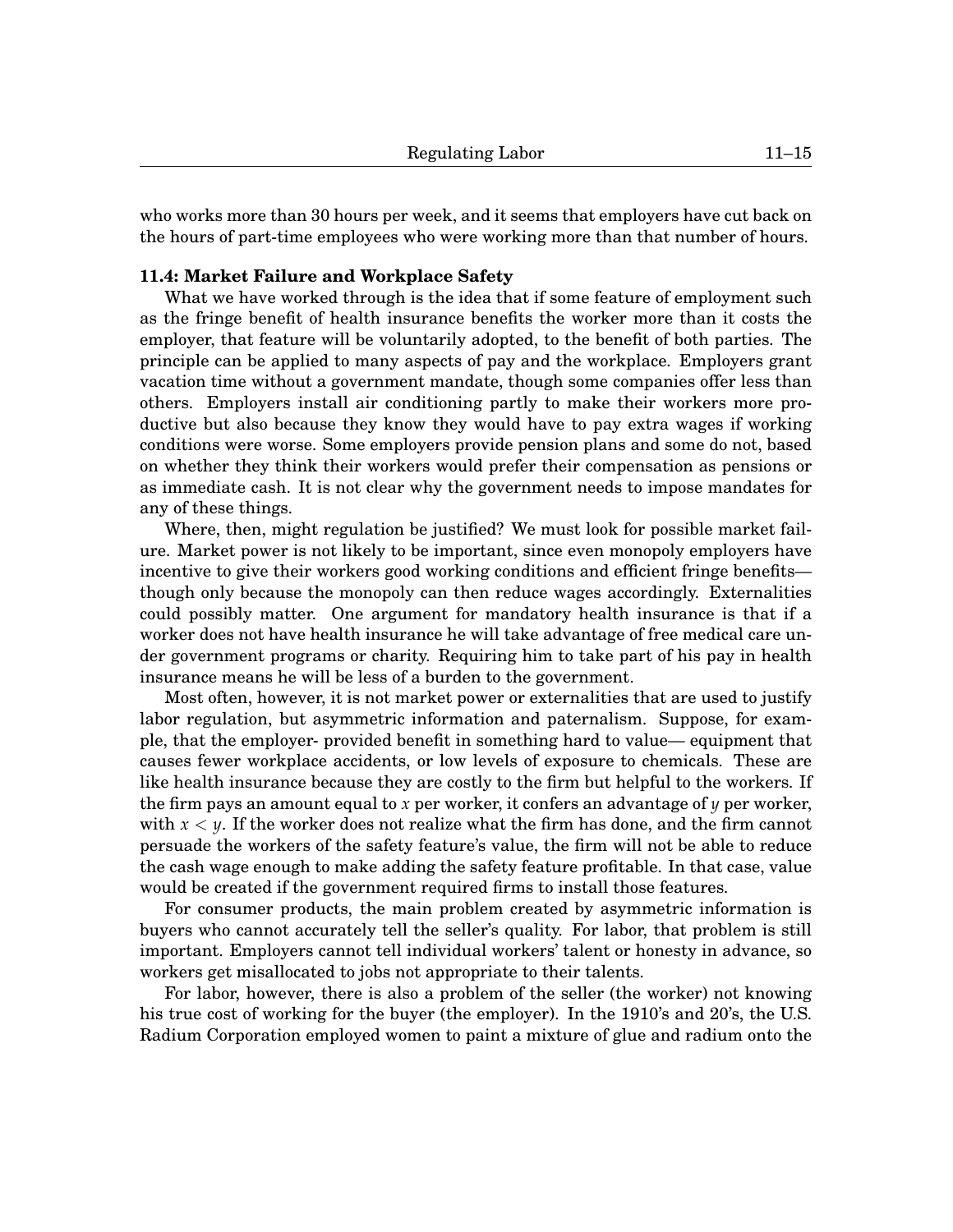who works more than 30 hours per week, and it seems that employers have cut back on the hours of part-time employees who were working more than that number of hours.

### 11.4: Market Failure and Workplace Safety

What we have worked through is the idea that if some feature of employment such as the fringe benefit of health insurance benefits the worker more than it costs the employer, that feature will be voluntarily adopted, to the benefit of both parties. The principle can be applied to many aspects of pay and the workplace. Employers grant vacation time without a government mandate, though some companies offer less than others. Employers install air conditioning partly to make their workers more productive but also because they know they would have to pay extra wages if working conditions were worse. Some employers provide pension plans and some do not, based on whether they think their workers would prefer their compensation as pensions or as immediate cash. It is not clear why the government needs to impose mandates for any of these things.

Where, then, might regulation be justified? We must look for possible market failure. Market power is not likely to be important, since even monopoly employers have incentive to give their workers good working conditions and efficient fringe benefits— though only because the monopoly can then reduce wages accordingly. Externalities could possibly matter. One argument for mandatory health insurance is that if a worker does not have health insurance he will take advantage of free medical care under government programs or charity. Requiring him to take part of his pay in health insurance means he will be less of a burden to the government.

Most often, however, it is not market power or externalities that are used to justify labor regulation, but asymmetric information and paternalism. Suppose, for example, that the employer- provided benefit in something hard to value— equipment that causes fewer workplace accidents, or low levels of exposure to chemicals. These are like health insurance because they are costly to the firm but helpful to the workers. If the firm pays an amount equal to $x$ per worker, it confers an advantage of $y$ per worker, with $x < y$. If the worker does not realize what the firm has done, and the firm cannot persuade the workers of the safety feature's value, the firm will not be able to reduce the cash wage enough to make adding the safety feature profitable. In that case, value would be created if the government required firms to install those features.

For consumer products, the main problem created by asymmetric information is buyers who cannot accurately tell the seller's quality. For labor, that problem is still important. Employers cannot tell individual workers' talent or honesty in advance, so workers get misallocated to jobs not appropriate to their talents.

For labor, however, there is also a problem of the seller (the worker) not knowing his true cost of working for the buyer (the employer). In the 1910's and 20's, the U.S. Radium Corporation employed women to paint a mixture of glue and radium onto the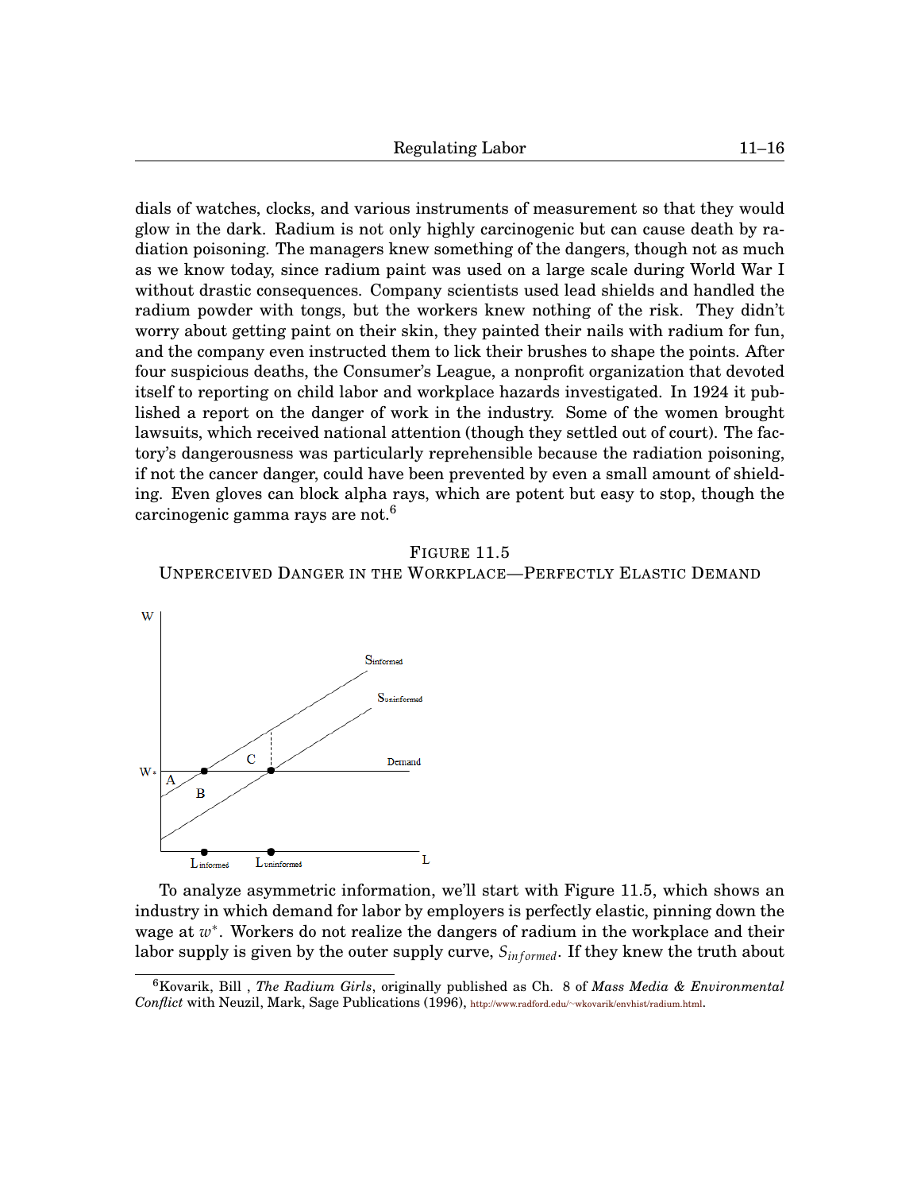dials of watches, clocks, and various instruments of measurement so that they would glow in the dark. Radium is not only highly carcinogenic but can cause death by radiation poisoning. The managers knew something of the dangers, though not as much as we know today, since radium paint was used on a large scale during World War I without drastic consequences. Company scientists used lead shields and handled the radium powder with tongs, but the workers knew nothing of the risk. They didn't worry about getting paint on their skin, they painted their nails with radium for fun, and the company even instructed them to lick their brushes to shape the points. After four suspicious deaths, the Consumer's League, a nonprofit organization that devoted itself to reporting on child labor and workplace hazards investigated. In 1924 it published a report on the danger of work in the industry. Some of the women brought lawsuits, which received national attention (though they settled out of court). The factory's dangerousness was particularly reprehensible because the radiation poisoning, if not the cancer danger, could have been prevented by even a small amount of shielding. Even gloves can block alpha rays, which are potent but easy to stop, though the carcinogenic gamma rays are not.[6]

FIGURE 11.5
UNPERCEIVED DANGER IN THE WORKPLACE—PERFECTLY ELASTIC DEMAND

To analyze asymmetric information, we'll start with Figure 11.5, which shows an industry in which demand for labor by employers is perfectly elastic, pinning down the wage at $w^*$. Workers do not realize the dangers of radium in the workplace and their labor supply is given by the outer supply curve, $S_{informed}$. If they knew the truth about

[6] Kovarik, Bill , *The Radium Girls*, originally published as Ch. 8 of *Mass Media & Environmental Conflict* with Neuzil, Mark, Sage Publications (1996), http://www.radford.edu/~wkovarik/envhist/radium.html.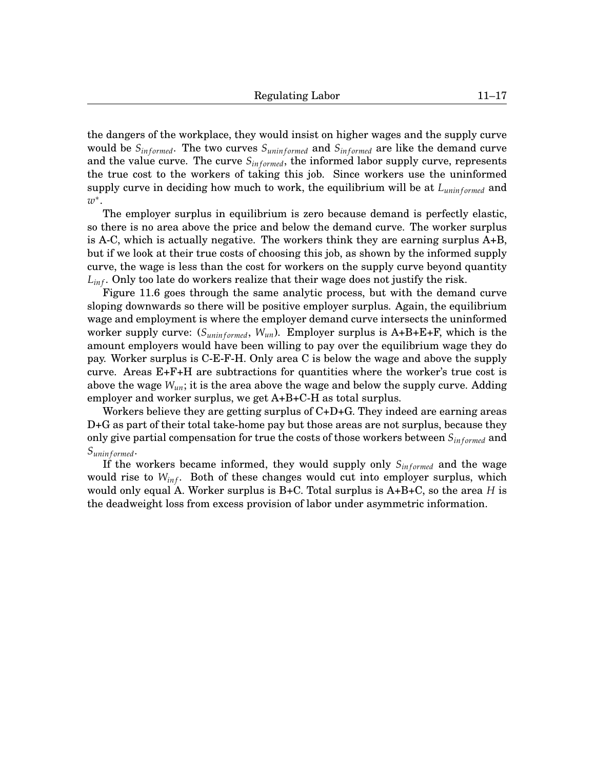the dangers of the workplace, they would insist on higher wages and the supply curve would be $S_{informed}$. The two curves $S_{uninformed}$ and $S_{informed}$ are like the demand curve and the value curve. The curve $S_{informed}$, the informed labor supply curve, represents the true cost to the workers of taking this job. Since workers use the uninformed supply curve in deciding how much to work, the equilibrium will be at $L_{uninformed}$ and $w^*$.

The employer surplus in equilibrium is zero because demand is perfectly elastic, so there is no area above the price and below the demand curve. The worker surplus is A-C, which is actually negative. The workers think they are earning surplus A+B, but if we look at their true costs of choosing this job, as shown by the informed supply curve, the wage is less than the cost for workers on the supply curve beyond quantity $L_{inf}$. Only too late do workers realize that their wage does not justify the risk.

Figure 11.6 goes through the same analytic process, but with the demand curve sloping downwards so there will be positive employer surplus. Again, the equilibrium wage and employment is where the employer demand curve intersects the uninformed worker supply curve: ($S_{uninformed}$, $W_{un}$). Employer surplus is A+B+E+F, which is the amount employers would have been willing to pay over the equilibrium wage they do pay. Worker surplus is C-E-F-H. Only area C is below the wage and above the supply curve. Areas E+F+H are subtractions for quantities where the worker's true cost is above the wage $W_{un}$; it is the area above the wage and below the supply curve. Adding employer and worker surplus, we get A+B+C-H as total surplus.

Workers believe they are getting surplus of C+D+G. They indeed are earning areas D+G as part of their total take-home pay but those areas are not surplus, because they only give partial compensation for true the costs of those workers between $S_{informed}$ and $S_{uninformed}$.

If the workers became informed, they would supply only $S_{informed}$ and the wage would rise to $W_{inf}$. Both of these changes would cut into employer surplus, which would only equal A. Worker surplus is B+C. Total surplus is A+B+C, so the area $H$ is the deadweight loss from excess provision of labor under asymmetric information.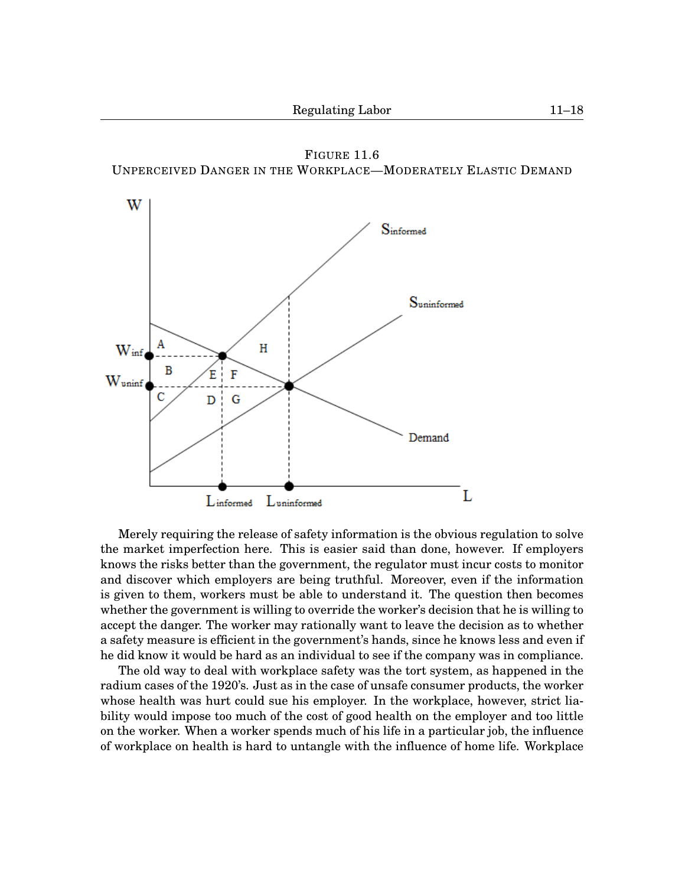FIGURE 11.6
UNPERCEIVED DANGER IN THE WORKPLACE—MODERATELY ELASTIC DEMAND

Merely requiring the release of safety information is the obvious regulation to solve the market imperfection here. This is easier said than done, however. If employers knows the risks better than the government, the regulator must incur costs to monitor and discover which employers are being truthful. Moreover, even if the information is given to them, workers must be able to understand it. The question then becomes whether the government is willing to override the worker's decision that he is willing to accept the danger. The worker may rationally want to leave the decision as to whether a safety measure is efficient in the government's hands, since he knows less and even if he did know it would be hard as an individual to see if the company was in compliance.

The old way to deal with workplace safety was the tort system, as happened in the radium cases of the 1920's. Just as in the case of unsafe consumer products, the worker whose health was hurt could sue his employer. In the workplace, however, strict liability would impose too much of the cost of good health on the employer and too little on the worker. When a worker spends much of his life in a particular job, the influence of workplace on health is hard to untangle with the influence of home life. Workplace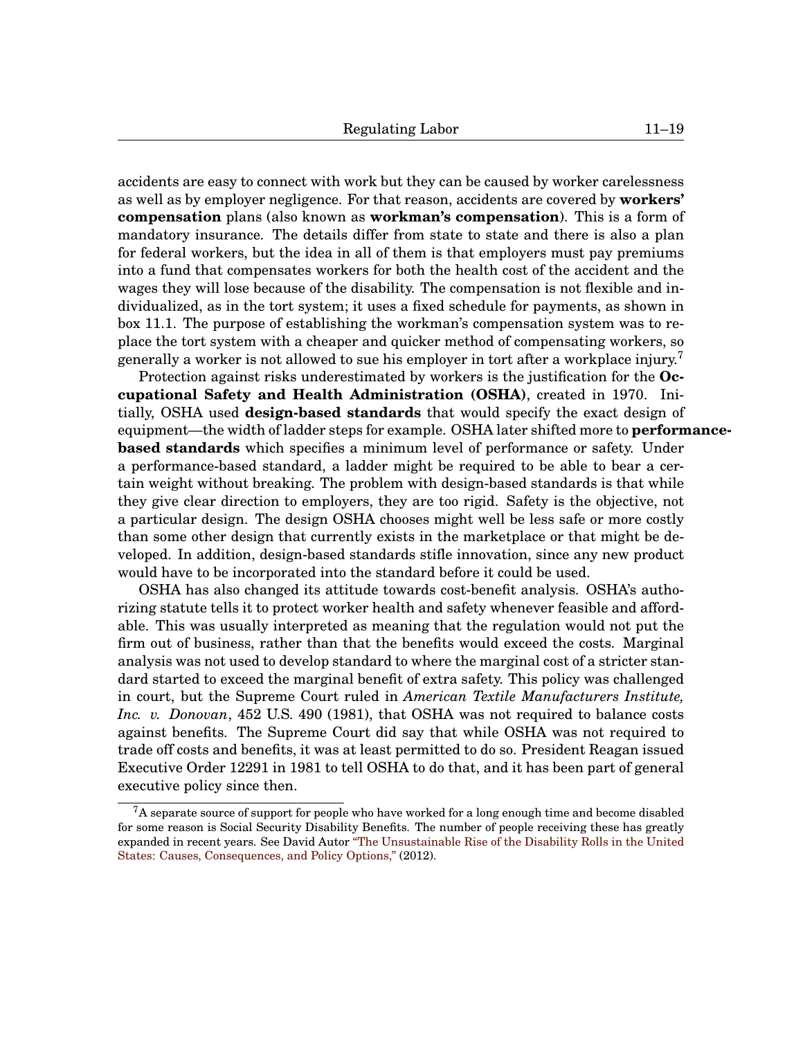accidents are easy to connect with work but they can be caused by worker carelessness as well as by employer negligence. For that reason, accidents are covered by **workers' compensation** plans (also known as **workman's compensation**). This is a form of mandatory insurance. The details differ from state to state and there is also a plan for federal workers, but the idea in all of them is that employers must pay premiums into a fund that compensates workers for both the health cost of the accident and the wages they will lose because of the disability. The compensation is not flexible and individualized, as in the tort system; it uses a fixed schedule for payments, as shown in box 11.1. The purpose of establishing the workman's compensation system was to replace the tort system with a cheaper and quicker method of compensating workers, so generally a worker is not allowed to sue his employer in tort after a workplace injury.[7]

Protection against risks underestimated by workers is the justification for the **Occupational Safety and Health Administration (OSHA)**, created in 1970. Initially, OSHA used **design-based standards** that would specify the exact design of equipment—the width of ladder steps for example. OSHA later shifted more to **performance-based standards** which specifies a minimum level of performance or safety. Under a performance-based standard, a ladder might be required to be able to bear a certain weight without breaking. The problem with design-based standards is that while they give clear direction to employers, they are too rigid. Safety is the objective, not a particular design. The design OSHA chooses might well be less safe or more costly than some other design that currently exists in the marketplace or that might be developed. In addition, design-based standards stifle innovation, since any new product would have to be incorporated into the standard before it could be used.

OSHA has also changed its attitude towards cost-benefit analysis. OSHA's authorizing statute tells it to protect worker health and safety whenever feasible and affordable. This was usually interpreted as meaning that the regulation would not put the firm out of business, rather than that the benefits would exceed the costs. Marginal analysis was not used to develop standard to where the marginal cost of a stricter standard started to exceed the marginal benefit of extra safety. This policy was challenged in court, but the Supreme Court ruled in *American Textile Manufacturers Institute, Inc. v. Donovan*, 452 U.S. 490 (1981), that OSHA was not required to balance costs against benefits. The Supreme Court did say that while OSHA was not required to trade off costs and benefits, it was at least permitted to do so. President Reagan issued Executive Order 12291 in 1981 to tell OSHA to do that, and it has been part of general executive policy since then.

---

[7] A separate source of support for people who have worked for a long enough time and become disabled for some reason is Social Security Disability Benefits. The number of people receiving these has greatly expanded in recent years. See David Autor "The Unsustainable Rise of the Disability Rolls in the United States: Causes, Consequences, and Policy Options," (2012).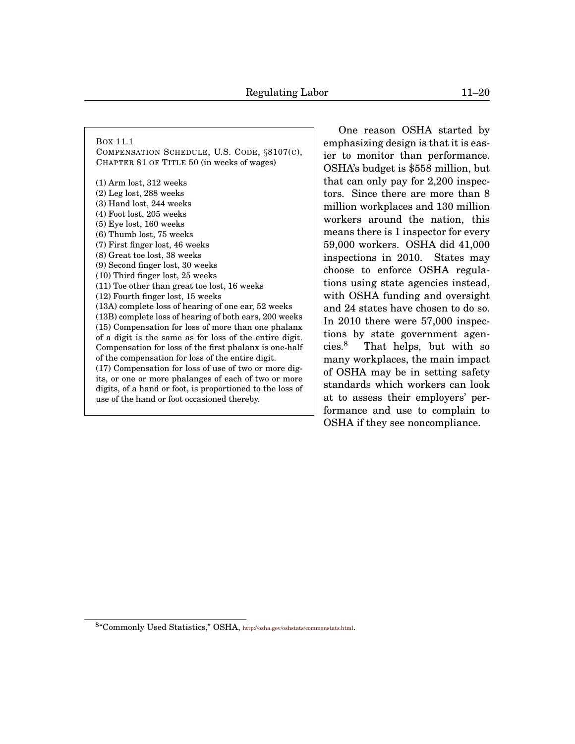Box 11.1
Compensation Schedule, U.S. Code, §8107(c), Chapter 81 of Title 50 (in weeks of wages)

(1) Arm lost, 312 weeks
(2) Leg lost, 288 weeks
(3) Hand lost, 244 weeks
(4) Foot lost, 205 weeks
(5) Eye lost, 160 weeks
(6) Thumb lost, 75 weeks
(7) First finger lost, 46 weeks
(8) Great toe lost, 38 weeks
(9) Second finger lost, 30 weeks
(10) Third finger lost, 25 weeks
(11) Toe other than great toe lost, 16 weeks
(12) Fourth finger lost, 15 weeks
(13A) complete loss of hearing of one ear, 52 weeks
(13B) complete loss of hearing of both ears, 200 weeks
(15) Compensation for loss of more than one phalanx of a digit is the same as for loss of the entire digit. Compensation for loss of the first phalanx is one-half of the compensation for loss of the entire digit.
(17) Compensation for loss of use of two or more digits, or one or more phalanges of each of two or more digits, of a hand or foot, is proportioned to the loss of use of the hand or foot occasioned thereby.

One reason OSHA started by emphasizing design is that it is easier to monitor than performance. OSHA's budget is $558 million, but that can only pay for 2,200 inspectors. Since there are more than 8 million workplaces and 130 million workers around the nation, this means there is 1 inspector for every 59,000 workers. OSHA did 41,000 inspections in 2010. States may choose to enforce OSHA regulations using state agencies instead, with OSHA funding and oversight and 24 states have chosen to do so. In 2010 there were 57,000 inspections by state government agencies.[8] That helps, but with so many workplaces, the main impact of OSHA may be in setting safety standards which workers can look at to assess their employers' performance and use to complain to OSHA if they see noncompliance.

[8] "Commonly Used Statistics," OSHA, http://osha.gov/oshstats/commonstats.html.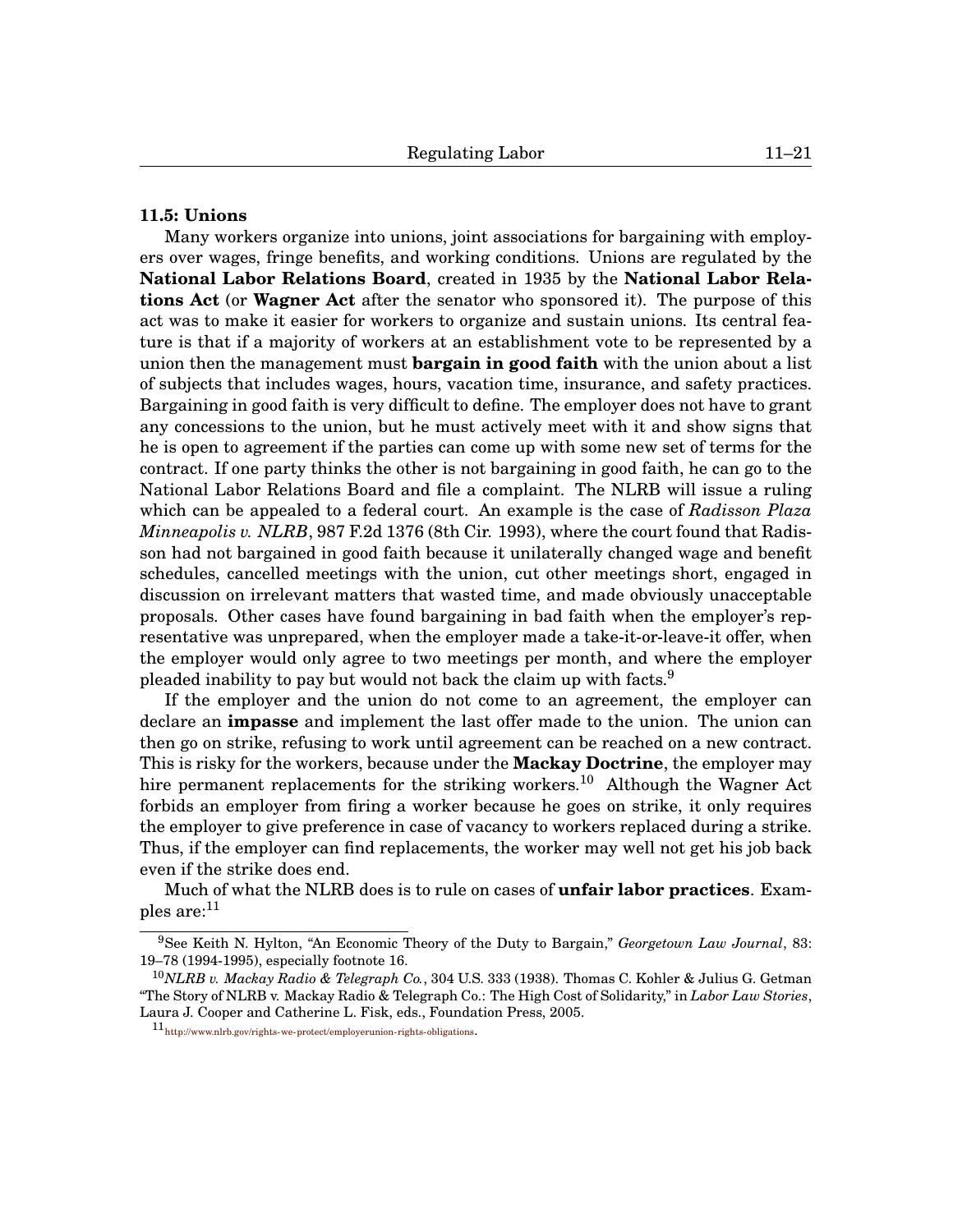### 11.5: Unions

Many workers organize into unions, joint associations for bargaining with employers over wages, fringe benefits, and working conditions. Unions are regulated by the **National Labor Relations Board**, created in 1935 by the **National Labor Relations Act** (or **Wagner Act** after the senator who sponsored it). The purpose of this act was to make it easier for workers to organize and sustain unions. Its central feature is that if a majority of workers at an establishment vote to be represented by a union then the management must **bargain in good faith** with the union about a list of subjects that includes wages, hours, vacation time, insurance, and safety practices. Bargaining in good faith is very difficult to define. The employer does not have to grant any concessions to the union, but he must actively meet with it and show signs that he is open to agreement if the parties can come up with some new set of terms for the contract. If one party thinks the other is not bargaining in good faith, he can go to the National Labor Relations Board and file a complaint. The NLRB will issue a ruling which can be appealed to a federal court. An example is the case of *Radisson Plaza Minneapolis v. NLRB*, 987 F.2d 1376 (8th Cir. 1993), where the court found that Radisson had not bargained in good faith because it unilaterally changed wage and benefit schedules, cancelled meetings with the union, cut other meetings short, engaged in discussion on irrelevant matters that wasted time, and made obviously unacceptable proposals. Other cases have found bargaining in bad faith when the employer's representative was unprepared, when the employer made a take-it-or-leave-it offer, when the employer would only agree to two meetings per month, and where the employer pleaded inability to pay but would not back the claim up with facts.[9]

If the employer and the union do not come to an agreement, the employer can declare an **impasse** and implement the last offer made to the union. The union can then go on strike, refusing to work until agreement can be reached on a new contract. This is risky for the workers, because under the **Mackay Doctrine**, the employer may hire permanent replacements for the striking workers.[10] Although the Wagner Act forbids an employer from firing a worker because he goes on strike, it only requires the employer to give preference in case of vacancy to workers replaced during a strike. Thus, if the employer can find replacements, the worker may well not get his job back even if the strike does end.

Much of what the NLRB does is to rule on cases of **unfair labor practices**. Examples are:[11]

---

[9] See Keith N. Hylton, "An Economic Theory of the Duty to Bargain," *Georgetown Law Journal*, 83: 19–78 (1994-1995), especially footnote 16.

[10] *NLRB v. Mackay Radio & Telegraph Co.*, 304 U.S. 333 (1938). Thomas C. Kohler & Julius G. Getman "The Story of NLRB v. Mackay Radio & Telegraph Co.: The High Cost of Solidarity," in *Labor Law Stories*, Laura J. Cooper and Catherine L. Fisk, eds., Foundation Press, 2005.

[11] http://www.nlrb.gov/rights-we-protect/employerunion-rights-obligations.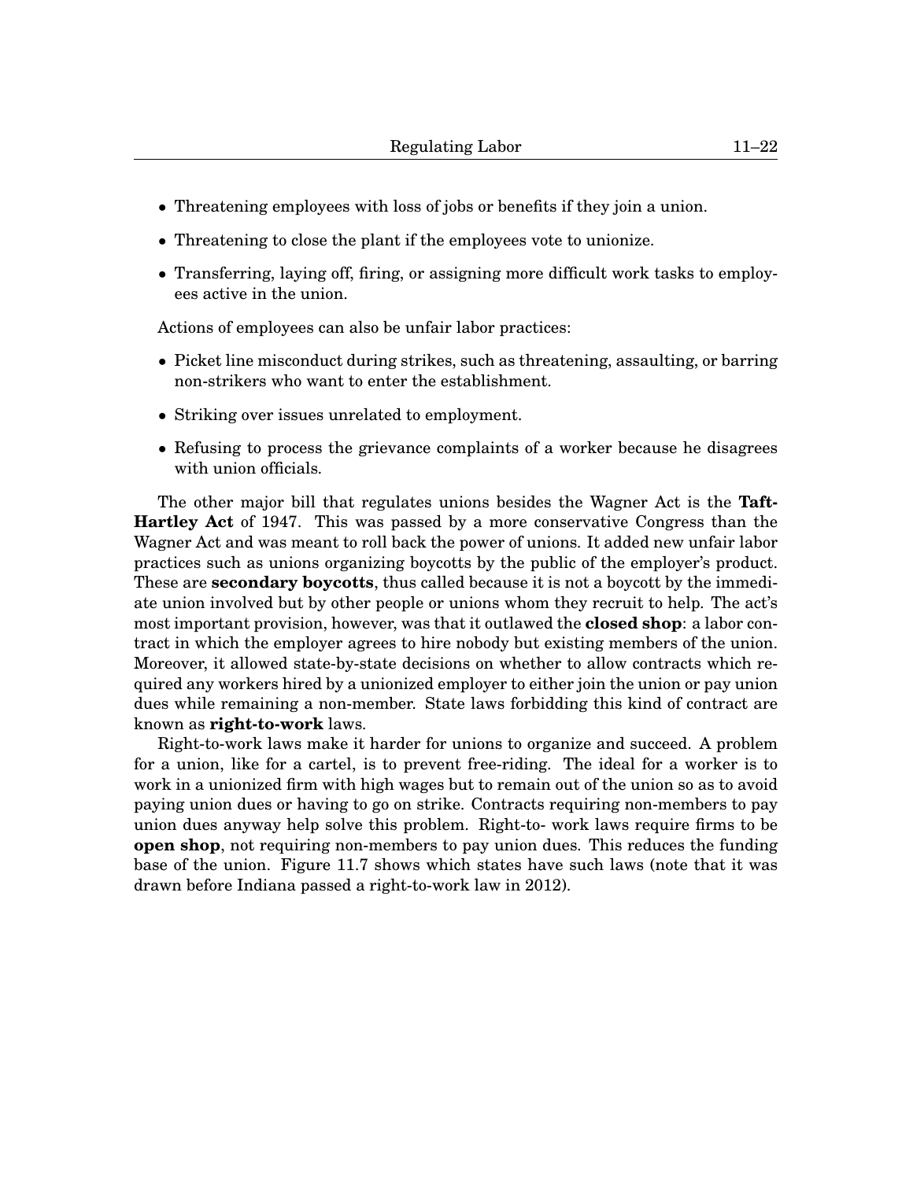- Threatening employees with loss of jobs or benefits if they join a union.
- Threatening to close the plant if the employees vote to unionize.
- Transferring, laying off, firing, or assigning more difficult work tasks to employees active in the union.

Actions of employees can also be unfair labor practices:

- Picket line misconduct during strikes, such as threatening, assaulting, or barring non-strikers who want to enter the establishment.
- Striking over issues unrelated to employment.
- Refusing to process the grievance complaints of a worker because he disagrees with union officials.

The other major bill that regulates unions besides the Wagner Act is the **Taft-Hartley Act** of 1947. This was passed by a more conservative Congress than the Wagner Act and was meant to roll back the power of unions. It added new unfair labor practices such as unions organizing boycotts by the public of the employer's product. These are **secondary boycotts**, thus called because it is not a boycott by the immediate union involved but by other people or unions whom they recruit to help. The act's most important provision, however, was that it outlawed the **closed shop**: a labor contract in which the employer agrees to hire nobody but existing members of the union. Moreover, it allowed state-by-state decisions on whether to allow contracts which required any workers hired by a unionized employer to either join the union or pay union dues while remaining a non-member. State laws forbidding this kind of contract are known as **right-to-work** laws.

Right-to-work laws make it harder for unions to organize and succeed. A problem for a union, like for a cartel, is to prevent free-riding. The ideal for a worker is to work in a unionized firm with high wages but to remain out of the union so as to avoid paying union dues or having to go on strike. Contracts requiring non-members to pay union dues anyway help solve this problem. Right-to- work laws require firms to be **open shop**, not requiring non-members to pay union dues. This reduces the funding base of the union. Figure 11.7 shows which states have such laws (note that it was drawn before Indiana passed a right-to-work law in 2012).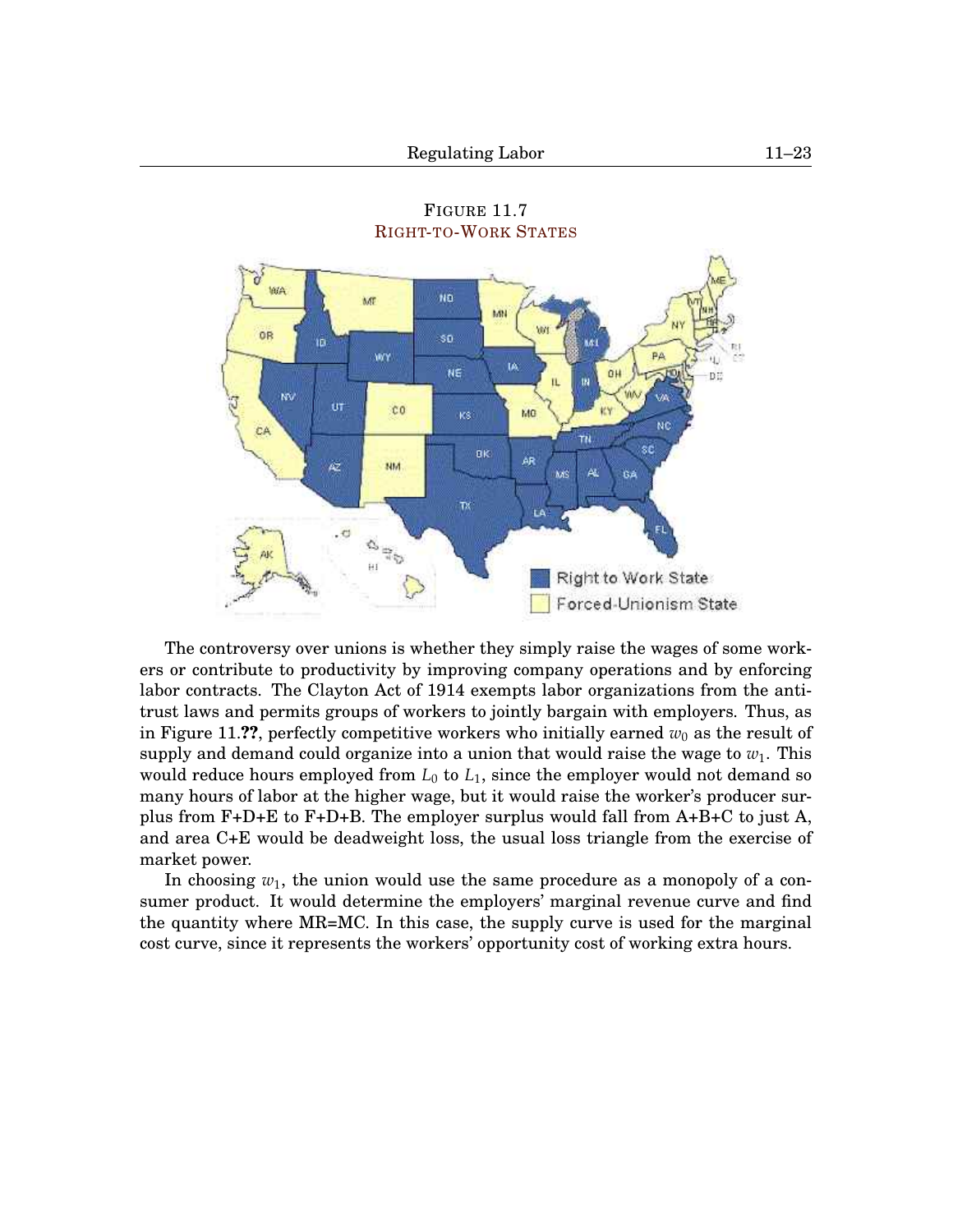FIGURE 11.7
RIGHT-TO-WORK STATES

The controversy over unions is whether they simply raise the wages of some workers or contribute to productivity by improving company operations and by enforcing labor contracts. The Clayton Act of 1914 exempts labor organizations from the antitrust laws and permits groups of workers to jointly bargain with employers. Thus, as in Figure 11.**??**, perfectly competitive workers who initially earned $w_0$ as the result of supply and demand could organize into a union that would raise the wage to $w_1$. This would reduce hours employed from $L_0$ to $L_1$, since the employer would not demand so many hours of labor at the higher wage, but it would raise the worker's producer surplus from F+D+E to F+D+B. The employer surplus would fall from A+B+C to just A, and area C+E would be deadweight loss, the usual loss triangle from the exercise of market power.

In choosing $w_1$, the union would use the same procedure as a monopoly of a consumer product. It would determine the employers' marginal revenue curve and find the quantity where MR=MC. In this case, the supply curve is used for the marginal cost curve, since it represents the workers' opportunity cost of working extra hours.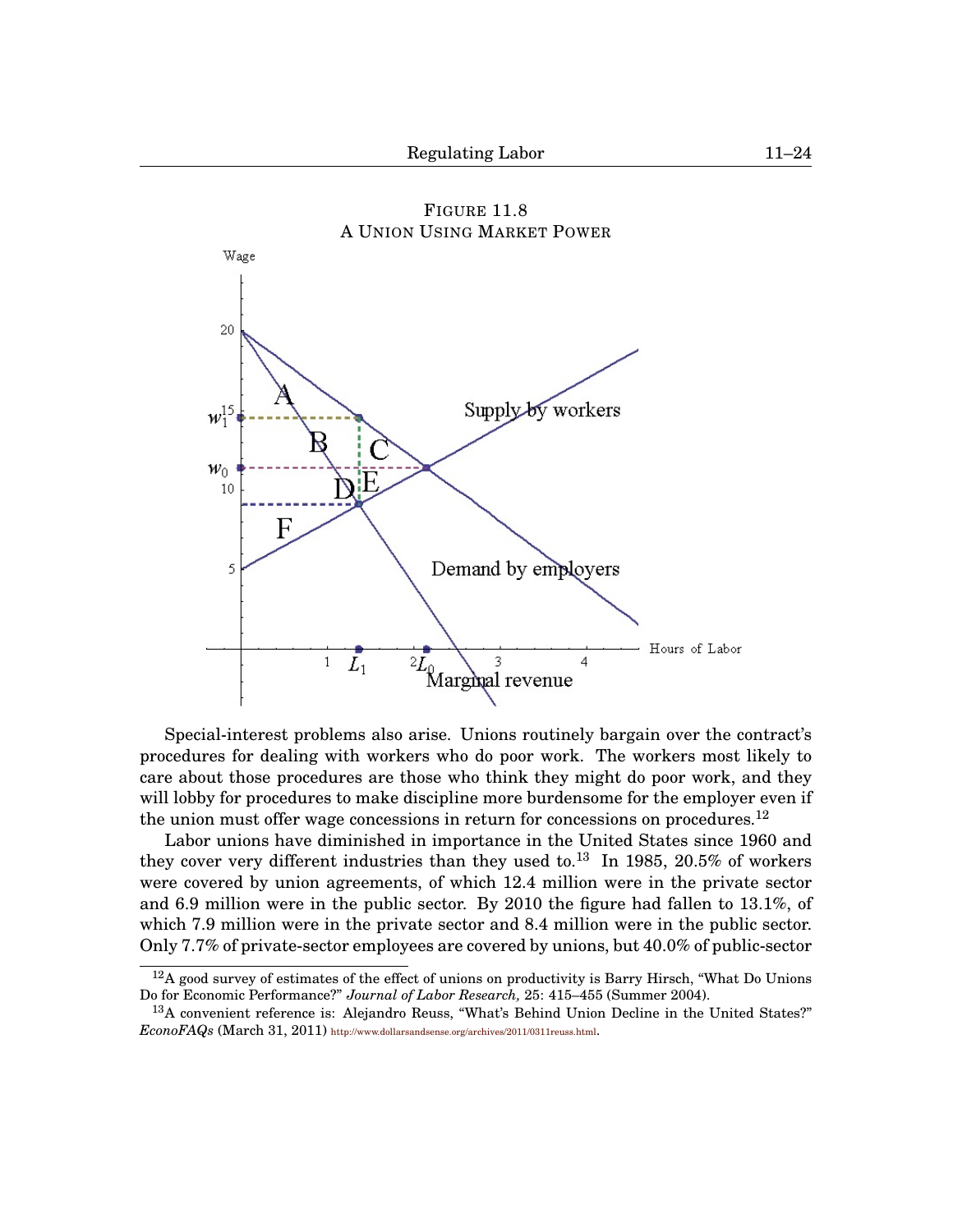FIGURE 11.8
A UNION USING MARKET POWER

Special-interest problems also arise. Unions routinely bargain over the contract's procedures for dealing with workers who do poor work. The workers most likely to care about those procedures are those who think they might do poor work, and they will lobby for procedures to make discipline more burdensome for the employer even if the union must offer wage concessions in return for concessions on procedures.[12]

Labor unions have diminished in importance in the United States since 1960 and they cover very different industries than they used to.[13] In 1985, 20.5% of workers were covered by union agreements, of which 12.4 million were in the private sector and 6.9 million were in the public sector. By 2010 the figure had fallen to 13.1%, of which 7.9 million were in the private sector and 8.4 million were in the public sector. Only 7.7% of private-sector employees are covered by unions, but 40.0% of public-sector

[12] A good survey of estimates of the effect of unions on productivity is Barry Hirsch, "What Do Unions Do for Economic Performance?" *Journal of Labor Research,* 25: 415–455 (Summer 2004).

[13] A convenient reference is: Alejandro Reuss, "What's Behind Union Decline in the United States?" *EconoFAQs* (March 31, 2011) http://www.dollarsandsense.org/archives/2011/0311reuss.html.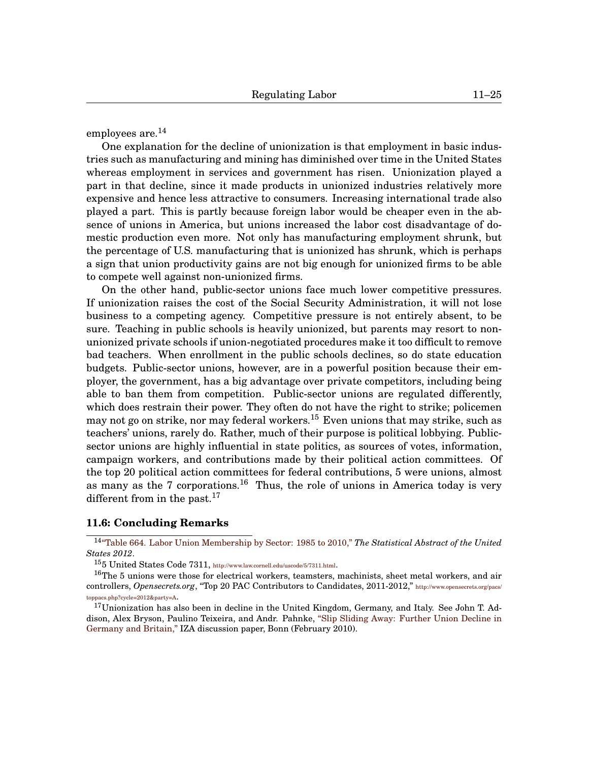employees are.[14]

One explanation for the decline of unionization is that employment in basic industries such as manufacturing and mining has diminished over time in the United States whereas employment in services and government has risen. Unionization played a part in that decline, since it made products in unionized industries relatively more expensive and hence less attractive to consumers. Increasing international trade also played a part. This is partly because foreign labor would be cheaper even in the absence of unions in America, but unions increased the labor cost disadvantage of domestic production even more. Not only has manufacturing employment shrunk, but the percentage of U.S. manufacturing that is unionized has shrunk, which is perhaps a sign that union productivity gains are not big enough for unionized firms to be able to compete well against non-unionized firms.

On the other hand, public-sector unions face much lower competitive pressures. If unionization raises the cost of the Social Security Administration, it will not lose business to a competing agency. Competitive pressure is not entirely absent, to be sure. Teaching in public schools is heavily unionized, but parents may resort to non-unionized private schools if union-negotiated procedures make it too difficult to remove bad teachers. When enrollment in the public schools declines, so do state education budgets. Public-sector unions, however, are in a powerful position because their employer, the government, has a big advantage over private competitors, including being able to ban them from competition. Public-sector unions are regulated differently, which does restrain their power. They often do not have the right to strike; policemen may not go on strike, nor may federal workers.[15] Even unions that may strike, such as teachers' unions, rarely do. Rather, much of their purpose is political lobbying. Public-sector unions are highly influential in state politics, as sources of votes, information, campaign workers, and contributions made by their political action committees. Of the top 20 political action committees for federal contributions, 5 were unions, almost as many as the 7 corporations.[16] Thus, the role of unions in America today is very different from in the past.[17]

### 11.6: Concluding Remarks

---

[14] "Table 664. Labor Union Membership by Sector: 1985 to 2010," *The Statistical Abstract of the United States 2012*.

[15] 5 United States Code 7311, http://www.law.cornell.edu/uscode/5/7311.html.

[16] The 5 unions were those for electrical workers, teamsters, machinists, sheet metal workers, and air controllers, *Opensecrets.org*, "Top 20 PAC Contributors to Candidates, 2011-2012," http://www.opensecrets.org/pacs/toppacs.php?cycle=2012&party=A.

[17] Unionization has also been in decline in the United Kingdom, Germany, and Italy. See John T. Addison, Alex Bryson, Paulino Teixeira, and Andr. Pahnke, "Slip Sliding Away: Further Union Decline in Germany and Britain," IZA discussion paper, Bonn (February 2010).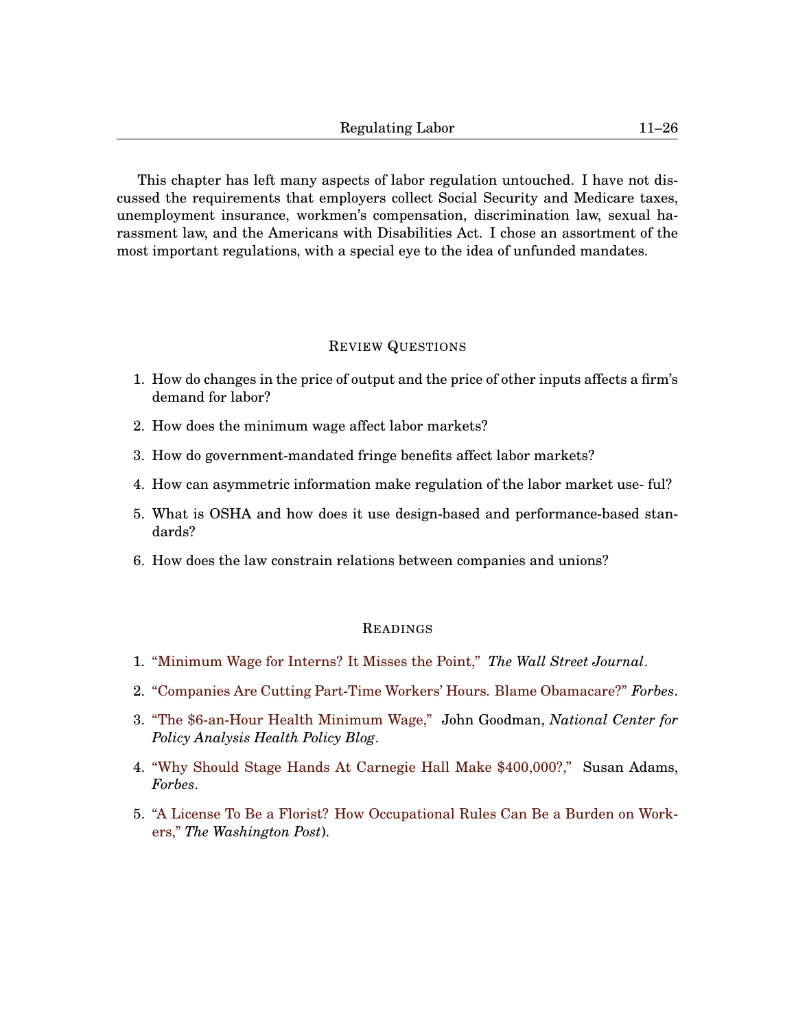This chapter has left many aspects of labor regulation untouched. I have not discussed the requirements that employers collect Social Security and Medicare taxes, unemployment insurance, workmen's compensation, discrimination law, sexual harassment law, and the Americans with Disabilities Act. I chose an assortment of the most important regulations, with a special eye to the idea of unfunded mandates.

## Review Questions

1. How do changes in the price of output and the price of other inputs affects a firm's demand for labor?
2. How does the minimum wage affect labor markets?
3. How do government-mandated fringe benefits affect labor markets?
4. How can asymmetric information make regulation of the labor market use- ful?
5. What is OSHA and how does it use design-based and performance-based standards?
6. How does the law constrain relations between companies and unions?

## Readings

1. "Minimum Wage for Interns? It Misses the Point," *The Wall Street Journal*.
2. "Companies Are Cutting Part-Time Workers' Hours. Blame Obamacare?" *Forbes*.
3. "The $6-an-Hour Health Minimum Wage," John Goodman, *National Center for Policy Analysis Health Policy Blog*.
4. "Why Should Stage Hands At Carnegie Hall Make $400,000?," Susan Adams, *Forbes*.
5. "A License To Be a Florist? How Occupational Rules Can Be a Burden on Workers," *The Washington Post*).